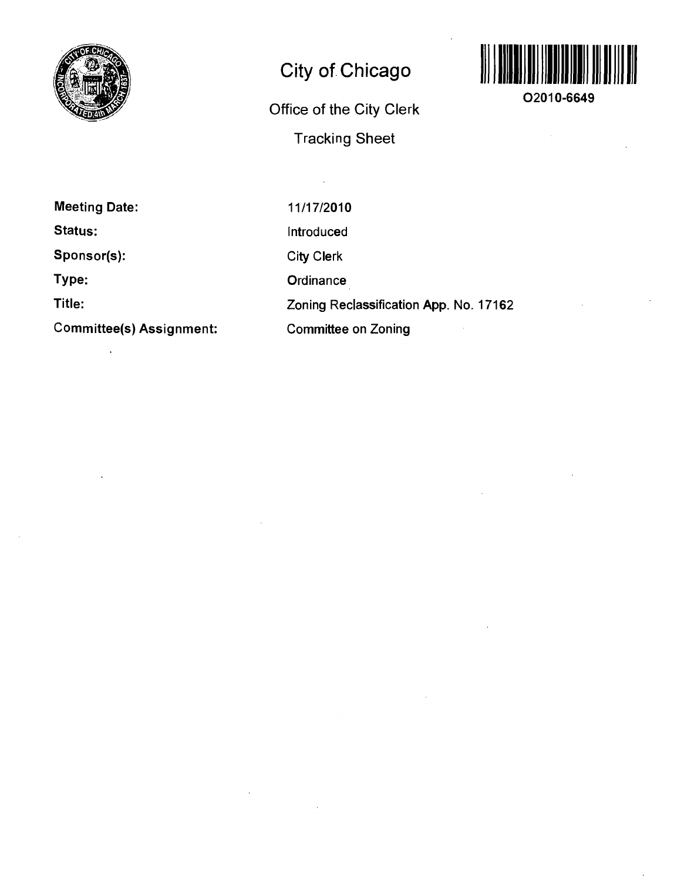# City of Chicago

O2010-6649

## Office of the City Clerk

## Tracking Sheet

| | |
|---|---|
| **Meeting Date:** | 11/17/2010 |
| **Status:** | Introduced |
| **Sponsor(s):** | City Clerk |
| **Type:** | Ordinance |
| **Title:** | Zoning Reclassification App. No. 17162 |
| **Committee(s) Assignment:** | Committee on Zoning |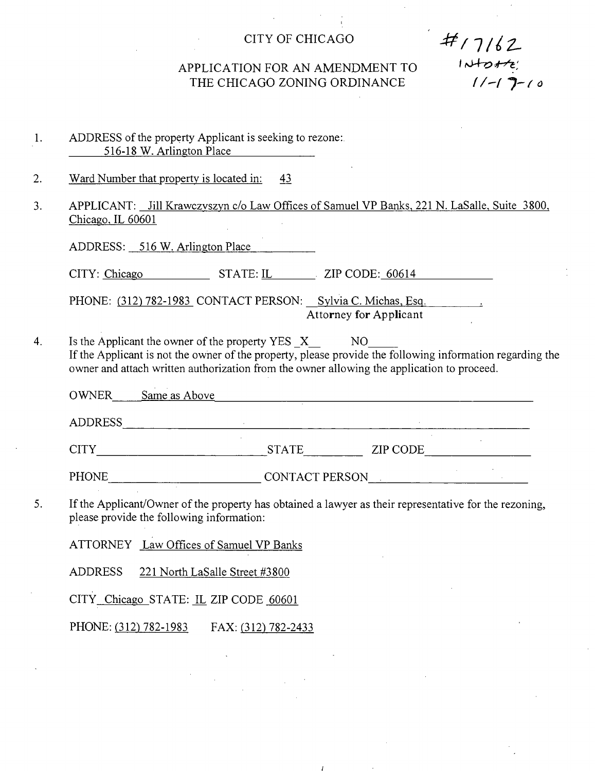# CITY OF CHICAGO

## APPLICATION FOR AN AMENDMENT TO THE CHICAGO ZONING ORDINANCE

#17162
INTRO DATE:
11-17-10

1. ADDRESS of the property Applicant is seeking to rezone:
   516-18 W. Arlington Place

2. Ward Number that property is located in: 43

3. APPLICANT: Jill Krawczyszyn c/o Law Offices of Samuel VP Banks, 221 N. LaSalle, Suite 3800, Chicago, IL 60601

   ADDRESS: 516 W. Arlington Place

   CITY: Chicago STATE: IL ZIP CODE: 60614

   PHONE: (312) 782-1983 CONTACT PERSON: Sylvia C. Michas, Esq.
   Attorney for Applicant

4. Is the Applicant the owner of the property YES X NO ____
   If the Applicant is not the owner of the property, please provide the following information regarding the owner and attach written authorization from the owner allowing the application to proceed.

   OWNER Same as Above

   ADDRESS ____________________

   CITY ____________________ STATE ________ ZIP CODE ____________

   PHONE ____________________ CONTACT PERSON ____________________

5. If the Applicant/Owner of the property has obtained a lawyer as their representative for the rezoning, please provide the following information:

   ATTORNEY Law Offices of Samuel VP Banks

   ADDRESS 221 North LaSalle Street #3800

   CITY Chicago STATE: IL ZIP CODE 60601

   PHONE: (312) 782-1983 FAX: (312) 782-2433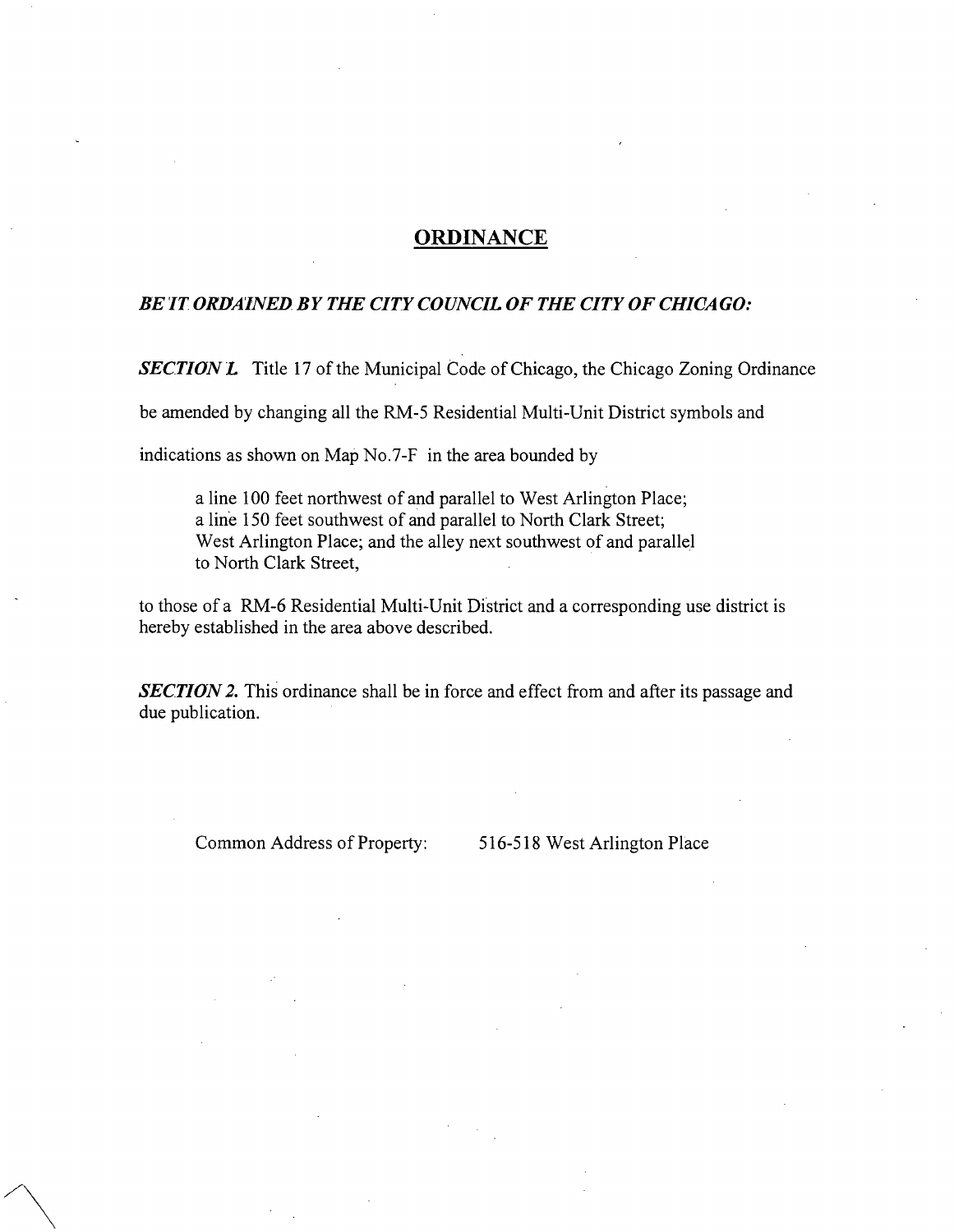# ORDINANCE

***BE IT ORDAINED BY THE CITY COUNCIL OF THE CITY OF CHICAGO:***

***SECTION 1.*** Title 17 of the Municipal Code of Chicago, the Chicago Zoning Ordinance be amended by changing all the RM-5 Residential Multi-Unit District symbols and indications as shown on Map No.7-F in the area bounded by

> a line 100 feet northwest of and parallel to West Arlington Place;
> a line 150 feet southwest of and parallel to North Clark Street;
> West Arlington Place; and the alley next southwest of and parallel to North Clark Street,

to those of a RM-6 Residential Multi-Unit District and a corresponding use district is hereby established in the area above described.

***SECTION 2.*** This ordinance shall be in force and effect from and after its passage and due publication.

Common Address of Property: 516-518 West Arlington Place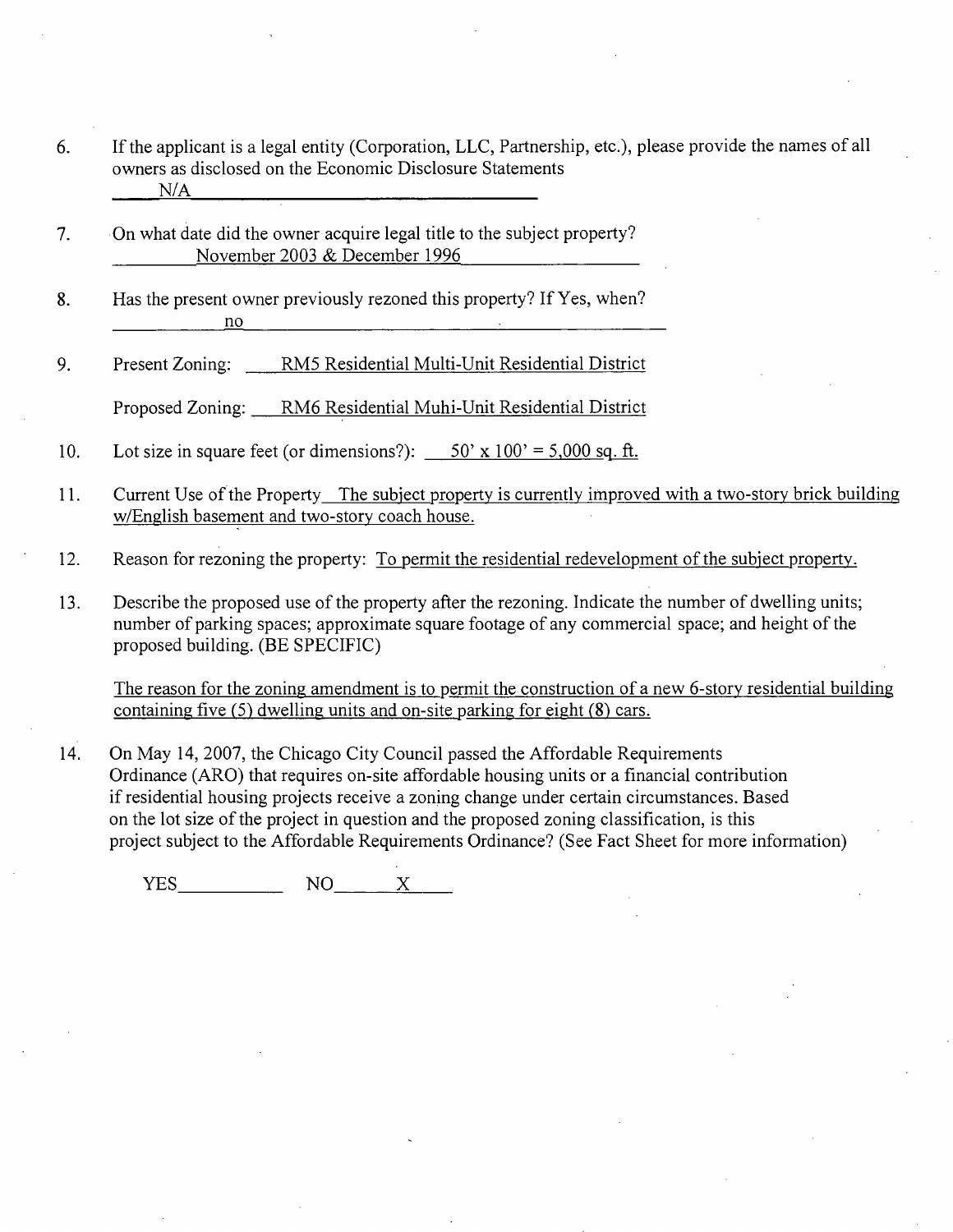6. If the applicant is a legal entity (Corporation, LLC, Partnership, etc.), please provide the names of all owners as disclosed on the Economic Disclosure Statements
   N/A

7. On what date did the owner acquire legal title to the subject property?
   November 2003 & December 1996

8. Has the present owner previously rezoned this property? If Yes, when?
   no

9. Present Zoning: RM5 Residential Multi-Unit Residential District

   Proposed Zoning: RM6 Residential Muhi-Unit Residential District

10. Lot size in square feet (or dimensions?): 50' x 100' = 5,000 sq. ft.

11. Current Use of the Property The subject property is currently improved with a two-story brick building w/English basement and two-story coach house.

12. Reason for rezoning the property: To permit the residential redevelopment of the subject property.

13. Describe the proposed use of the property after the rezoning. Indicate the number of dwelling units; number of parking spaces; approximate square footage of any commercial space; and height of the proposed building. (BE SPECIFIC)

    The reason for the zoning amendment is to permit the construction of a new 6-story residential building containing five (5) dwelling units and on-site parking for eight (8) cars.

14. On May 14, 2007, the Chicago City Council passed the Affordable Requirements Ordinance (ARO) that requires on-site affordable housing units or a financial contribution if residential housing projects receive a zoning change under certain circumstances. Based on the lot size of the project in question and the proposed zoning classification, is this project subject to the Affordable Requirements Ordinance? (See Fact Sheet for more information)

    YES\_\_\_\_\_\_\_\_ NO\_\_\_X\_\_\_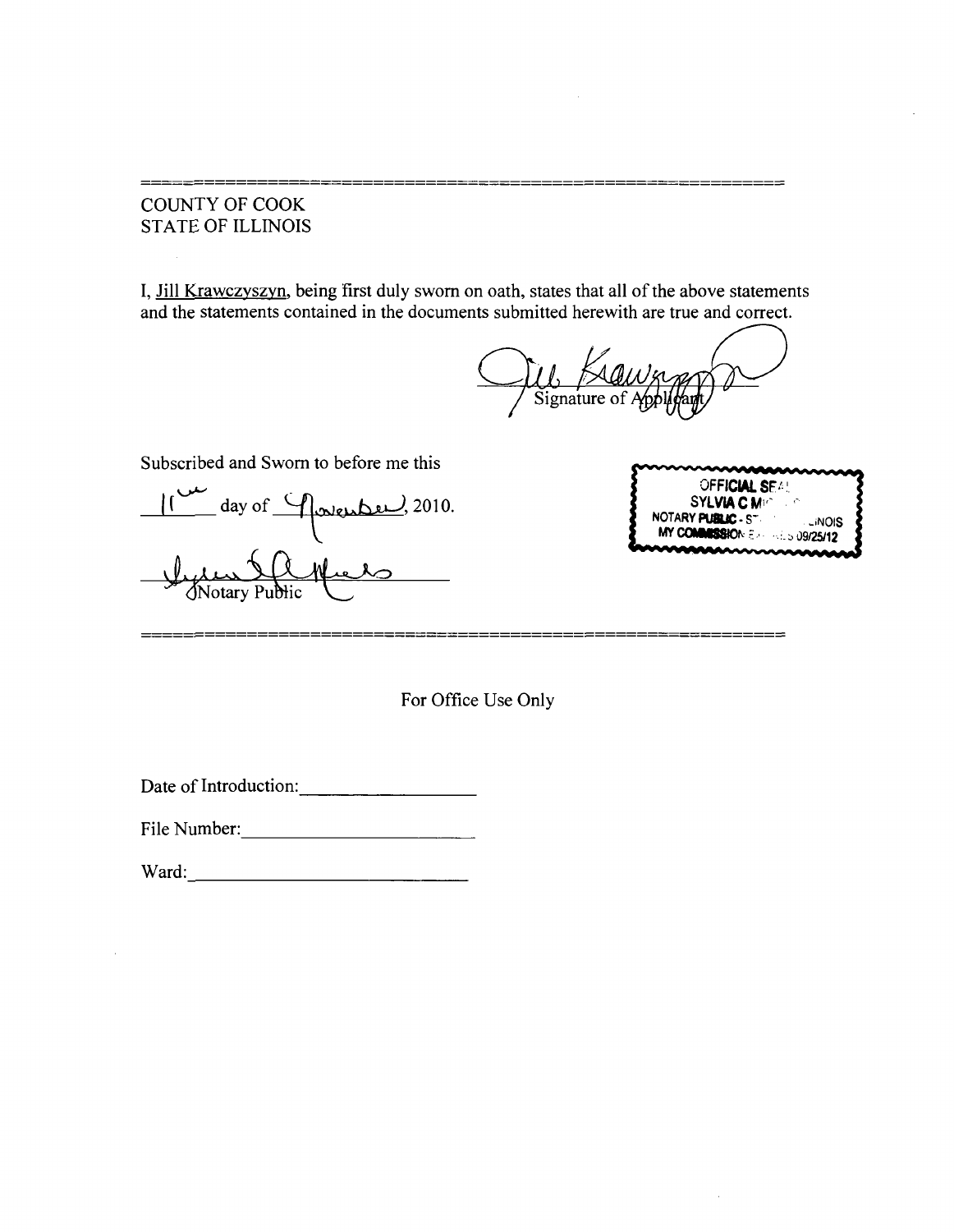---

COUNTY OF COOK
STATE OF ILLINOIS

I, Jill Krawczyszyn, being first duly sworn on oath, states that all of the above statements and the statements contained in the documents submitted herewith are true and correct.

Jill Krawczyszyn
Signature of Applicant

Subscribed and Sworn to before me this

11th day of November, 2010.

Notary Public

OFFICIAL SEAL
SYLVIA C M...
NOTARY PUBLIC - ST... ...INOIS
MY COMMISSION E... 09/25/12

---

For Office Use Only

Date of Introduction:\_\_\_\_\_\_\_\_\_\_\_\_\_\_\_\_\_\_

File Number:\_\_\_\_\_\_\_\_\_\_\_\_\_\_\_\_\_\_\_\_\_\_

Ward:\_\_\_\_\_\_\_\_\_\_\_\_\_\_\_\_\_\_\_\_\_\_\_\_\_\_\_\_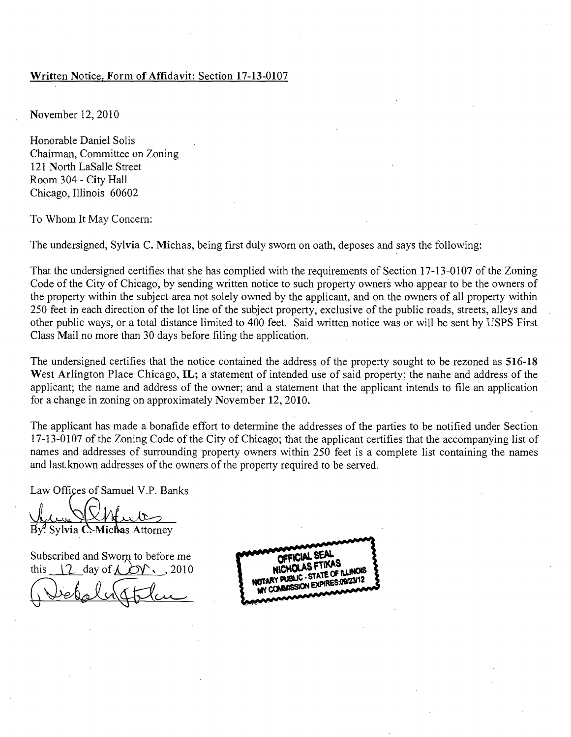Written Notice, Form of Affidavit: Section 17-13-0107

November 12, 2010

Honorable Daniel Solis
Chairman, Committee on Zoning
121 North LaSalle Street
Room 304 - City Hall
Chicago, Illinois 60602

To Whom It May Concern:

The undersigned, Sylvia C. Michas, being first duly sworn on oath, deposes and says the following:

That the undersigned certifies that she has complied with the requirements of Section 17-13-0107 of the Zoning Code of the City of Chicago, by sending written notice to such property owners who appear to be the owners of the property within the subject area not solely owned by the applicant, and on the owners of all property within 250 feet in each direction of the lot line of the subject property, exclusive of the public roads, streets, alleys and other public ways, or a total distance limited to 400 feet. Said written notice was or will be sent by USPS First Class Mail no more than 30 days before filing the application.

The undersigned certifies that the notice contained the address of the property sought to be rezoned as **516-18** West Arlington Place Chicago, IL; a statement of intended use of said property; the name and address of the applicant; the name and address of the owner; and a statement that the applicant intends to file an application for a change in zoning on approximately November 12, 2010.

The applicant has made a bonafide effort to determine the addresses of the parties to be notified under Section 17-13-0107 of the Zoning Code of the City of Chicago; that the applicant certifies that the accompanying list of names and addresses of surrounding property owners within 250 feet is a complete list containing the names and last known addresses of the owners of the property required to be served.

Law Offices of Samuel V.P. Banks

By: Sylvia C. Michas Attorney

Subscribed and Sworn to before me
this 12 day of Nov., 2010

OFFICIAL SEAL
NICHOLAS FTIKAS
NOTARY PUBLIC - STATE OF ILLINOIS
MY COMMISSION EXPIRES:09/23/12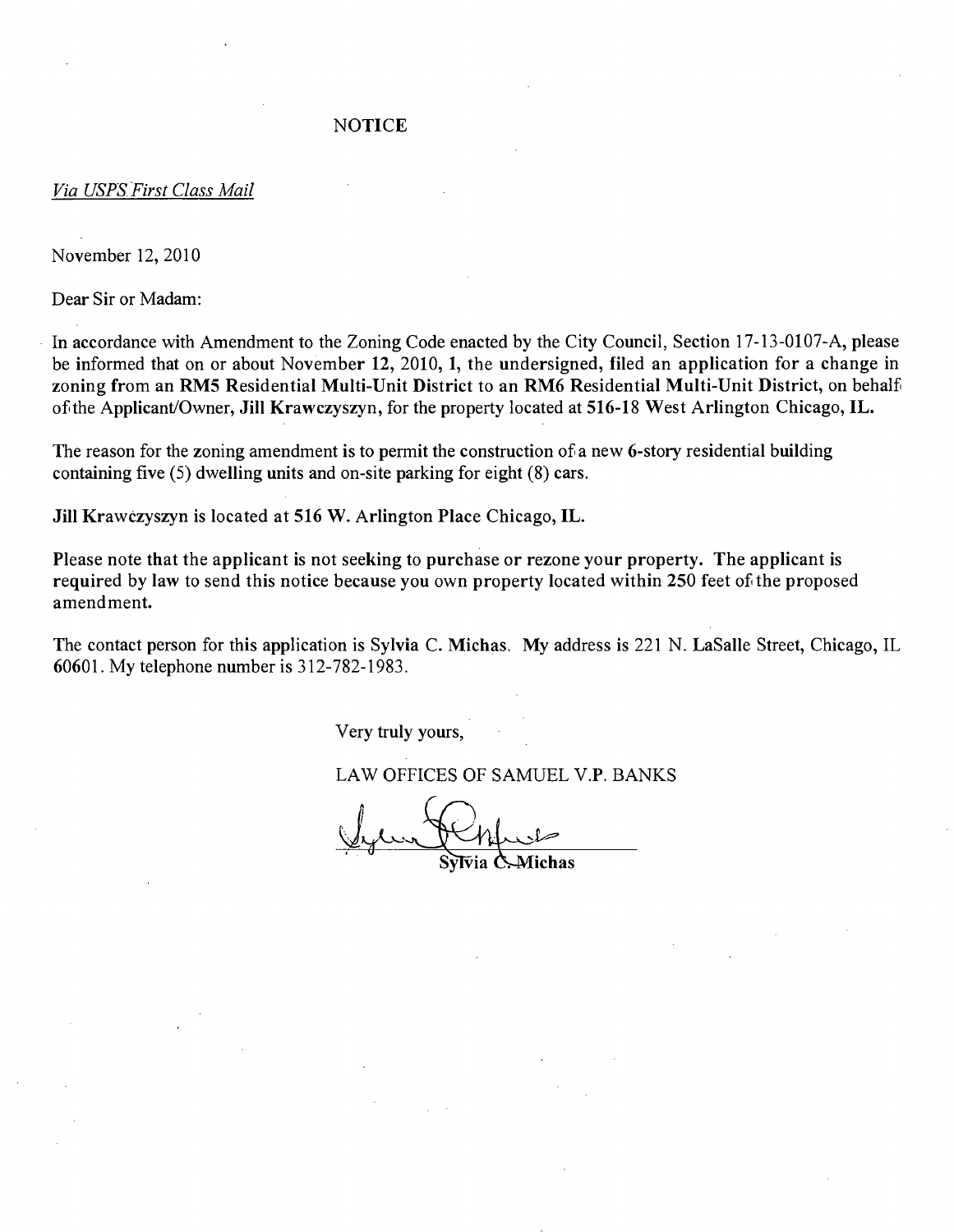# NOTICE

*Via USPS First Class Mail*

November 12, 2010

Dear Sir or Madam:

In accordance with Amendment to the Zoning Code enacted by the City Council, Section 17-13-0107-A, please be informed that on or about **November 12**, 2010, **1**, the undersigned, **filed** an **application** for a change in **zoning from** an **RM5** Residential Multi-Unit District to an **RM6** Residential Multi-Unit District, on behalf of the Applicant/Owner, **Jill Krawczyszyn**, for the property located at **516-18** West Arlington Chicago, **IL.**

The reason for the zoning amendment is to permit the construction of a new **6-story** residential **building** containing five (5) dwelling units and on-site parking for eight (8) cars.

**Jill** Krawczyszyn is located at **516 W.** Arlington Place Chicago, **IL.**

**Please note that the applicant is not seeking to purchase or rezone your property. The applicant is required by law to send this notice because you own property located within 250 feet of the proposed amendment.**

The contact person for this application is Sylvia C. Michas. **My** address is 221 N. LaSalle Street, Chicago, IL 60601. My telephone number is 312-782-1983.

Very truly yours,

LAW OFFICES OF SAMUEL V.P. BANKS

Sylvia C. Michas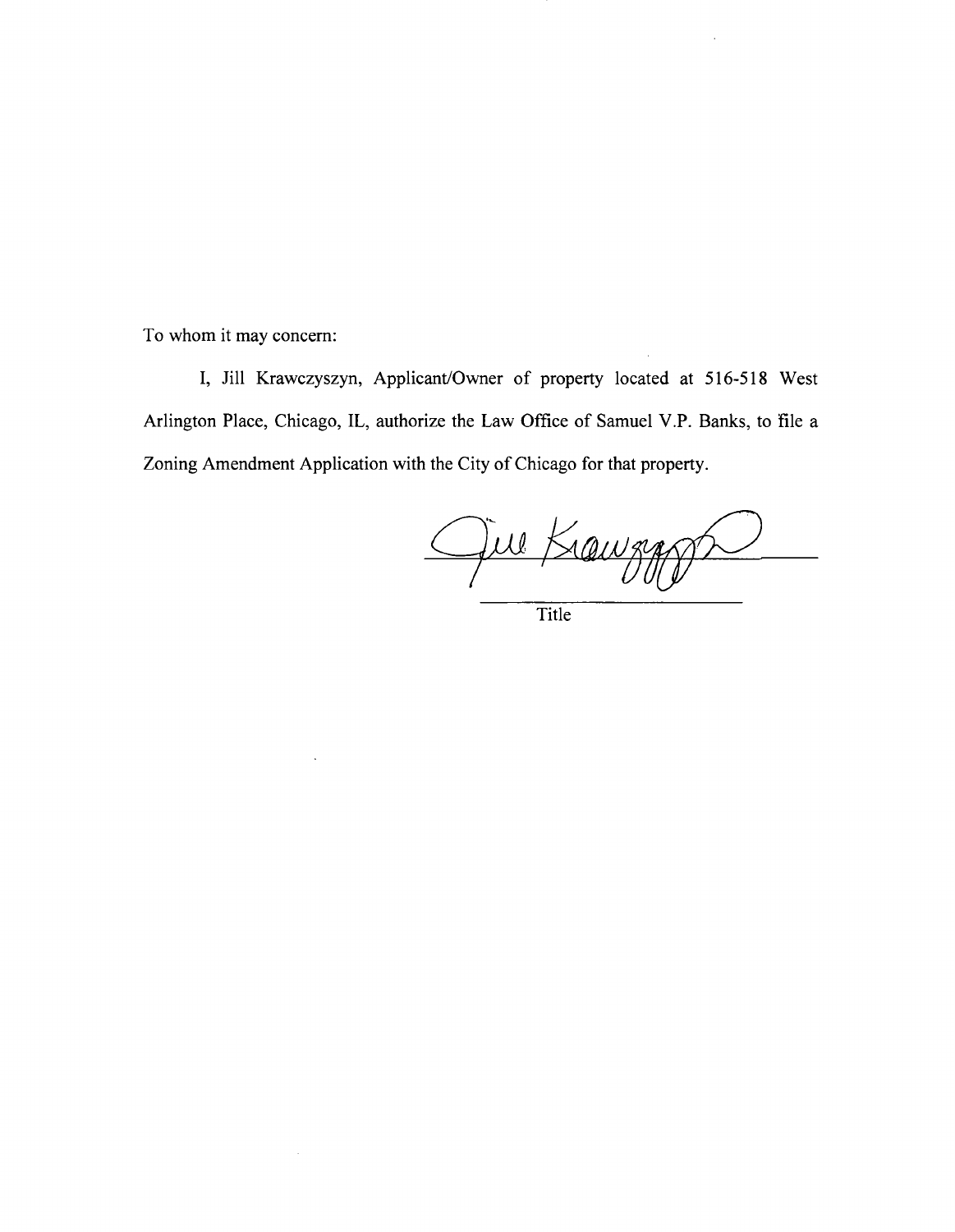To whom it may concern:

I, Jill Krawczyszyn, Applicant/Owner of property located at 516-518 West Arlington Place, Chicago, IL, authorize the Law Office of Samuel V.P. Banks, to file a Zoning Amendment Application with the City of Chicago for that property.

Jill Krawczyszyn

Title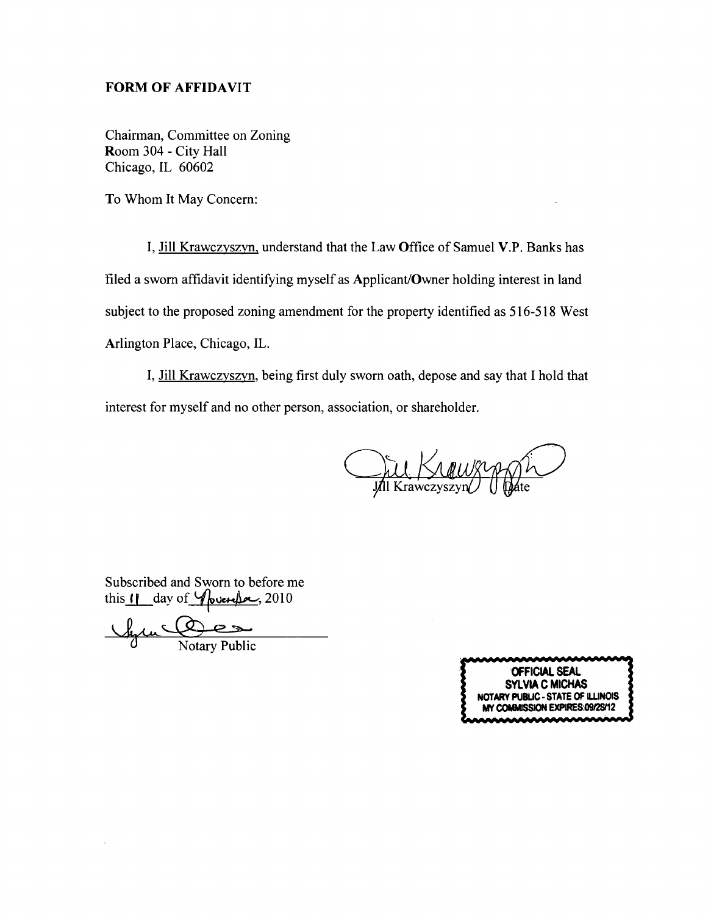**FORM OF AFFIDAVIT**

Chairman, Committee on Zoning
Room 304 - City Hall
Chicago, IL 60602

To Whom It May Concern:

I, Jill Krawczyszyn, understand that the Law Office of Samuel V.P. Banks has filed a sworn affidavit identifying myself as Applicant/Owner holding interest in land subject to the proposed zoning amendment for the property identified as 516-518 West Arlington Place, Chicago, IL.

I, Jill Krawczyszyn, being first duly sworn oath, depose and say that I hold that interest for myself and no other person, association, or shareholder.

Jill Krawczyszyn Date

Subscribed and Sworn to before me
this 11 day of November, 2010

Notary Public

OFFICIAL SEAL
SYLVIA C MICHAS
NOTARY PUBLIC - STATE OF ILLINOIS
MY COMMISSION EXPIRES:09/25/12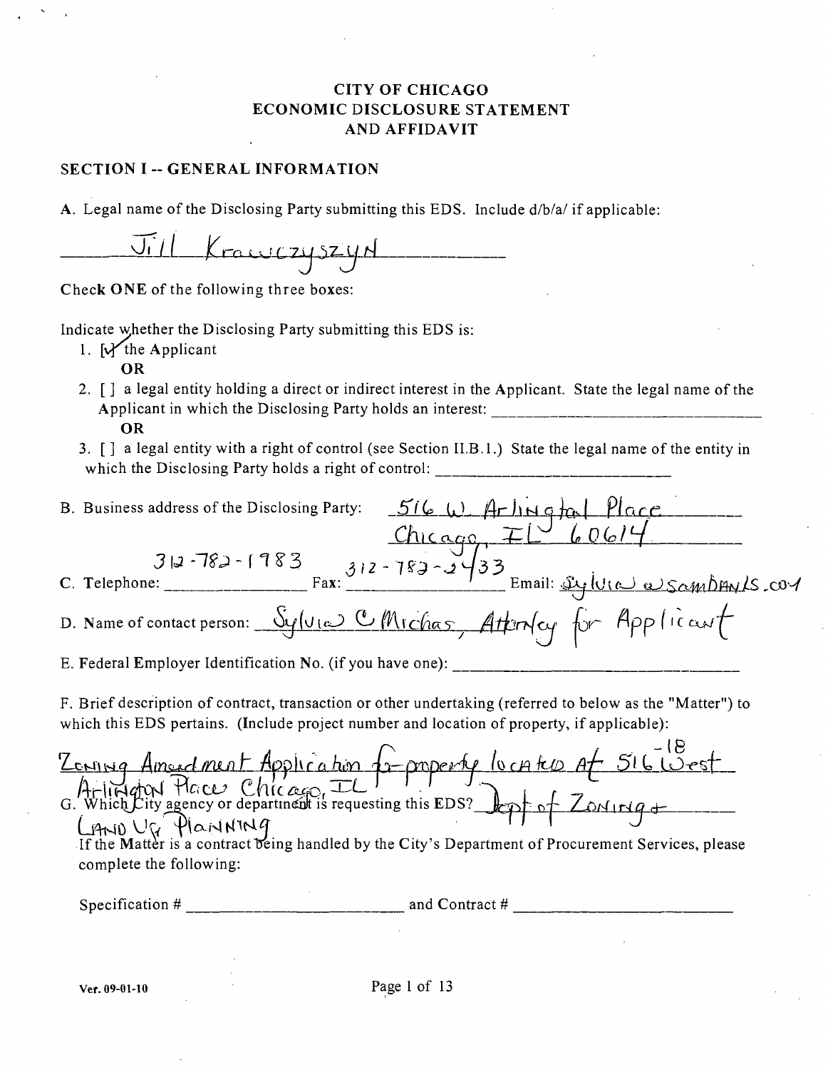# CITY OF CHICAGO
# ECONOMIC DISCLOSURE STATEMENT AND AFFIDAVIT

## SECTION I -- GENERAL INFORMATION

A. Legal name of the Disclosing Party submitting this EDS. Include d/b/a/ if applicable:

Jill Krawczyszyn

Check **ONE** of the following three boxes:

Indicate whether the Disclosing Party submitting this EDS is:

1. [✓] the Applicant

   **OR**

2. [ ] a legal entity holding a direct or indirect interest in the Applicant. State the legal name of the Applicant in which the Disclosing Party holds an interest: ______________________

   **OR**

3. [ ] a legal entity with a right of control (see Section II.B.1.) State the legal name of the entity in which the Disclosing Party holds a right of control: ______________________

B. Business address of the Disclosing Party: 516 W. Arlington Place Chicago, IL 60614

C. Telephone: 312-782-1983 Fax: 312-782-2433 Email: sylvia@sambanks.com

D. Name of contact person: Sylvia C Michas, Attorney for Applicant

E. Federal Employer Identification No. (if you have one): ______________________

F. Brief description of contract, transaction or other undertaking (referred to below as the "Matter") to which this EDS pertains. (Include project number and location of property, if applicable):

Zoning Amendment Application for property located at 516-18 West Arlington Place Chicago, IL

G. Which City agency or department is requesting this EDS? Dept of Zoning & Land Use Planning

If the Matter is a contract being handled by the City's Department of Procurement Services, please complete the following:

Specification # ______________________ and Contract # ______________________

Ver. 09-01-10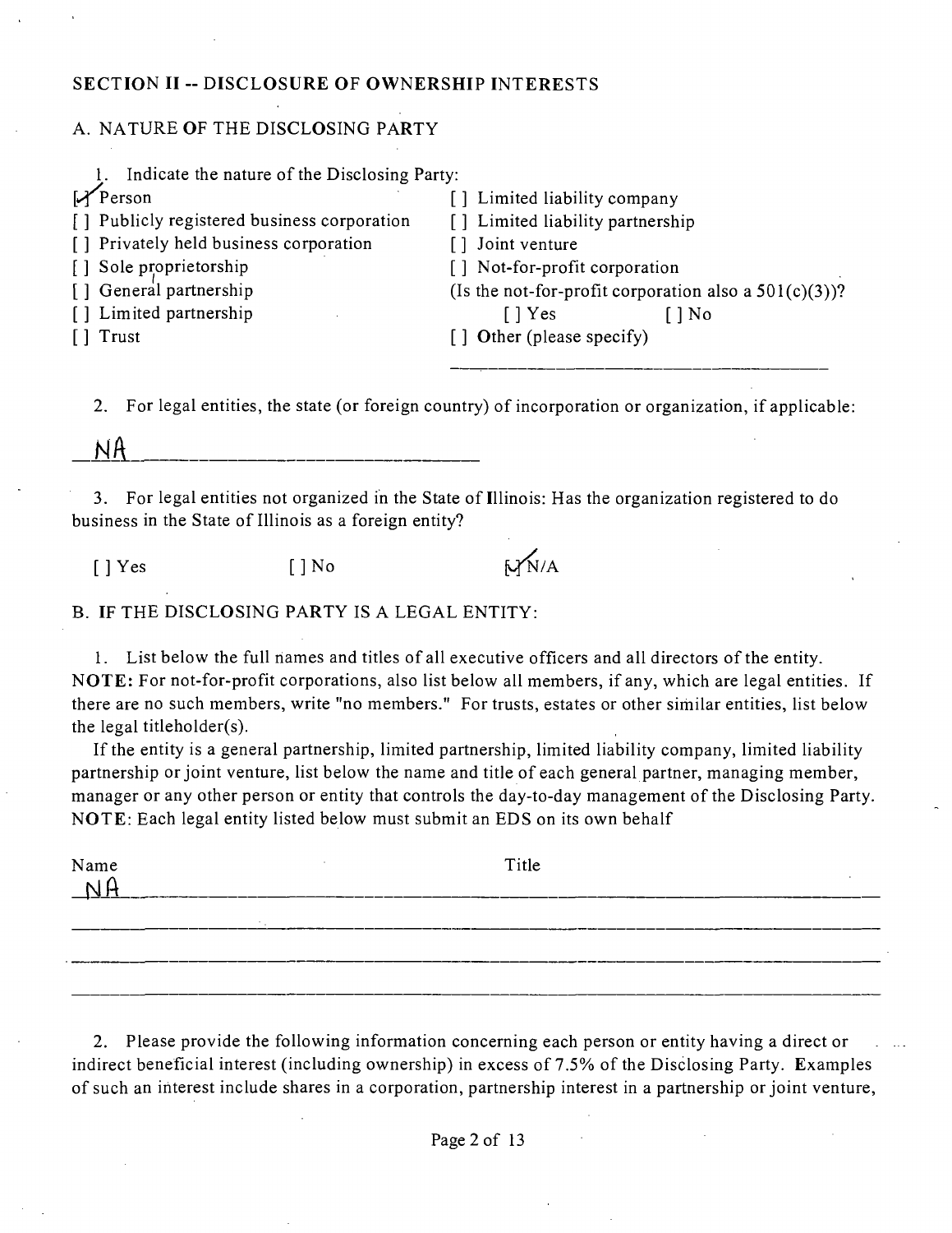## SECTION II -- DISCLOSURE OF OWNERSHIP INTERESTS

### A. NATURE OF THE DISCLOSING PARTY

1. Indicate the nature of the Disclosing Party:

[✓] Person
[ ] Publicly registered business corporation
[ ] Privately held business corporation
[ ] Sole proprietorship
[ ] General partnership
[ ] Limited partnership
[ ] Trust
[ ] Limited liability company
[ ] Limited liability partnership
[ ] Joint venture
[ ] Not-for-profit corporation
(Is the not-for-profit corporation also a 501(c)(3))?
[ ] Yes [ ] No
[ ] Other (please specify)

2. For legal entities, the state (or foreign country) of incorporation or organization, if applicable:

NA

3. For legal entities not organized in the State of Illinois: Has the organization registered to do business in the State of Illinois as a foreign entity?

[ ] Yes [ ] No [✓] N/A

### B. IF THE DISCLOSING PARTY IS A LEGAL ENTITY:

1. List below the full names and titles of all executive officers and all directors of the entity. **NOTE:** For not-for-profit corporations, also list below all members, if any, which are legal entities. If there are no such members, write "no members." For trusts, estates or other similar entities, list below the legal titleholder(s).

If the entity is a general partnership, limited partnership, limited liability company, limited liability partnership or joint venture, list below the name and title of each general partner, managing member, manager or any other person or entity that controls the day-to-day management of the Disclosing Party. **NOTE:** Each legal entity listed below must submit an EDS on its own behalf

| Name | Title |
| --- | --- |
| NA | |

2. Please provide the following information concerning each person or entity having a direct or indirect beneficial interest (including ownership) in excess of 7.5% of the Disclosing Party. Examples of such an interest include shares in a corporation, partnership interest in a partnership or joint venture,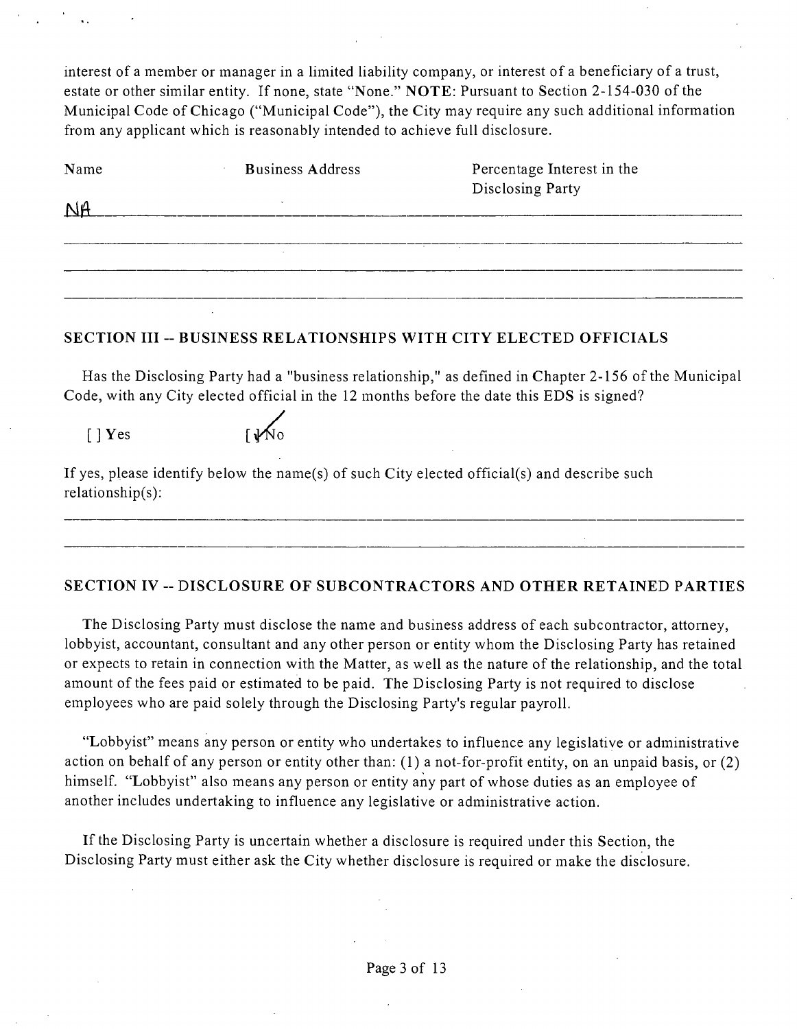interest of a member or manager in a limited liability company, or interest of a beneficiary of a trust, estate or other similar entity. If none, state "None." **NOTE**: Pursuant to Section 2-154-030 of the Municipal Code of Chicago ("Municipal Code"), the City may require any such additional information from any applicant which is reasonably intended to achieve full disclosure.

| Name | Business Address | Percentage Interest in the Disclosing Party |
|---|---|---|
| NA | | |
| | | |
| | | |
| | | |

## SECTION III -- BUSINESS RELATIONSHIPS WITH CITY ELECTED OFFICIALS

Has the Disclosing Party had a "business relationship," as defined in Chapter 2-156 of the Municipal Code, with any City elected official in the 12 months before the date this EDS is signed?

[ ] Yes [✓] No

If yes, please identify below the name(s) of such City elected official(s) and describe such relationship(s):

## SECTION IV -- DISCLOSURE OF SUBCONTRACTORS AND OTHER RETAINED PARTIES

The Disclosing Party must disclose the name and business address of each subcontractor, attorney, lobbyist, accountant, consultant and any other person or entity whom the Disclosing Party has retained or expects to retain in connection with the Matter, as well as the nature of the relationship, and the total amount of the fees paid or estimated to be paid. The Disclosing Party is not required to disclose employees who are paid solely through the Disclosing Party's regular payroll.

"Lobbyist" means any person or entity who undertakes to influence any legislative or administrative action on behalf of any person or entity other than: (1) a not-for-profit entity, on an unpaid basis, or (2) himself. "Lobbyist" also means any person or entity any part of whose duties as an employee of another includes undertaking to influence any legislative or administrative action.

If the Disclosing Party is uncertain whether a disclosure is required under this Section, the Disclosing Party must either ask the City whether disclosure is required or make the disclosure.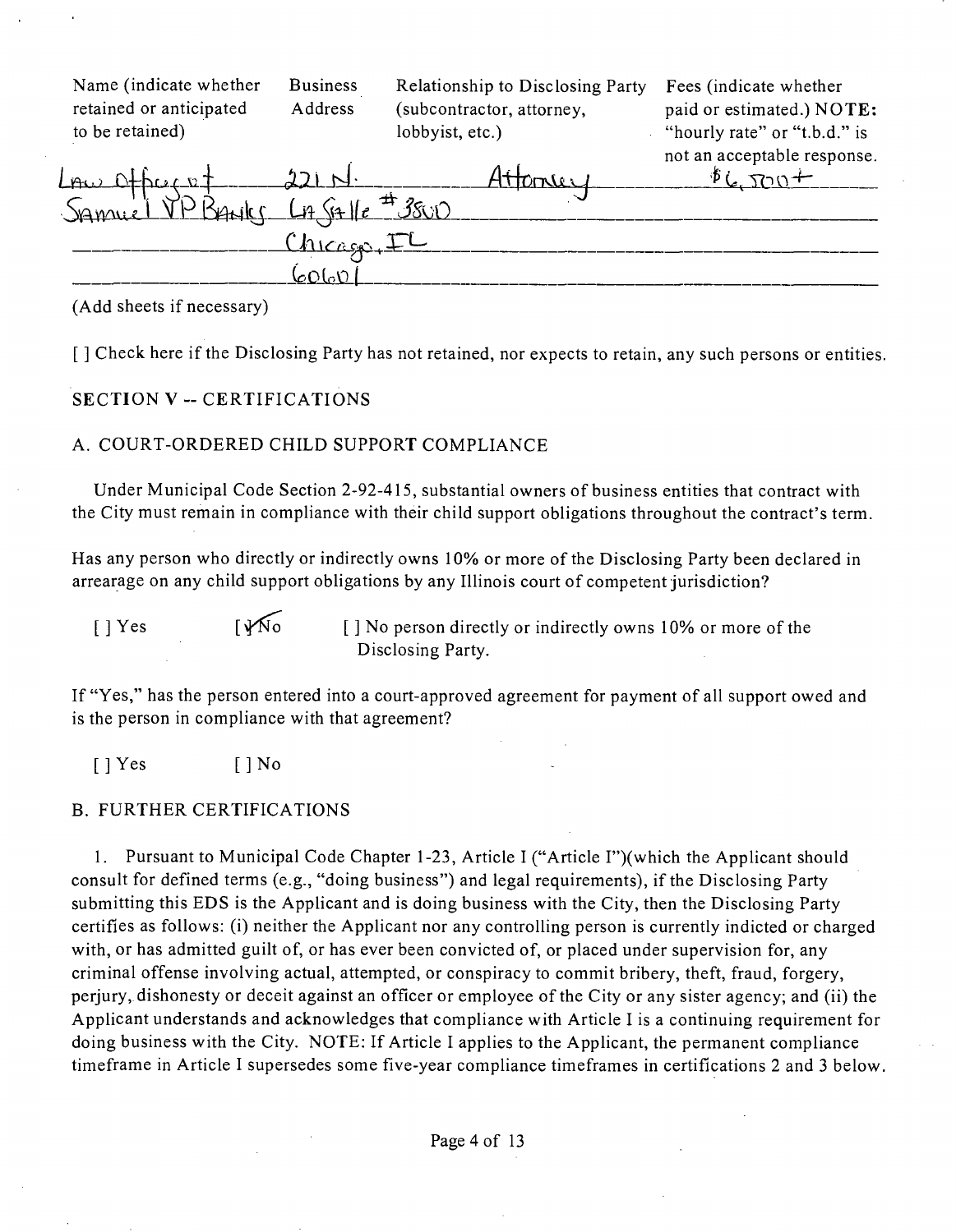| Name (indicate whether retained or anticipated to be retained) | Business Address | Relationship to Disclosing Party (subcontractor, attorney, lobbyist, etc.) | Fees (indicate whether paid or estimated.) NOTE: "hourly rate" or "t.b.d." is not an acceptable response. |
|---|---|---|---|
| Law Office of Samuel VP Banks | 221 N. LaSalle #3800 Chicago, IL 60601 | Attorney | $6,500+ |

(Add sheets if necessary)

[ ] Check here if the Disclosing Party has not retained, nor expects to retain, any such persons or entities.

## SECTION V -- CERTIFICATIONS

### A. COURT-ORDERED CHILD SUPPORT COMPLIANCE

Under Municipal Code Section 2-92-415, substantial owners of business entities that contract with the City must remain in compliance with their child support obligations throughout the contract's term.

Has any person who directly or indirectly owns 10% or more of the Disclosing Party been declared in arrearage on any child support obligations by any Illinois court of competent jurisdiction?

[ ] Yes [✓] No [ ] No person directly or indirectly owns 10% or more of the Disclosing Party.

If "Yes," has the person entered into a court-approved agreement for payment of all support owed and is the person in compliance with that agreement?

[ ] Yes [ ] No

### B. FURTHER CERTIFICATIONS

1. Pursuant to Municipal Code Chapter 1-23, Article I ("Article I")(which the Applicant should consult for defined terms (e.g., "doing business") and legal requirements), if the Disclosing Party submitting this EDS is the Applicant and is doing business with the City, then the Disclosing Party certifies as follows: (i) neither the Applicant nor any controlling person is currently indicted or charged with, or has admitted guilt of, or has ever been convicted of, or placed under supervision for, any criminal offense involving actual, attempted, or conspiracy to commit bribery, theft, fraud, forgery, perjury, dishonesty or deceit against an officer or employee of the City or any sister agency; and (ii) the Applicant understands and acknowledges that compliance with Article I is a continuing requirement for doing business with the City. NOTE: If Article I applies to the Applicant, the permanent compliance timeframe in Article I supersedes some five-year compliance timeframes in certifications 2 and 3 below.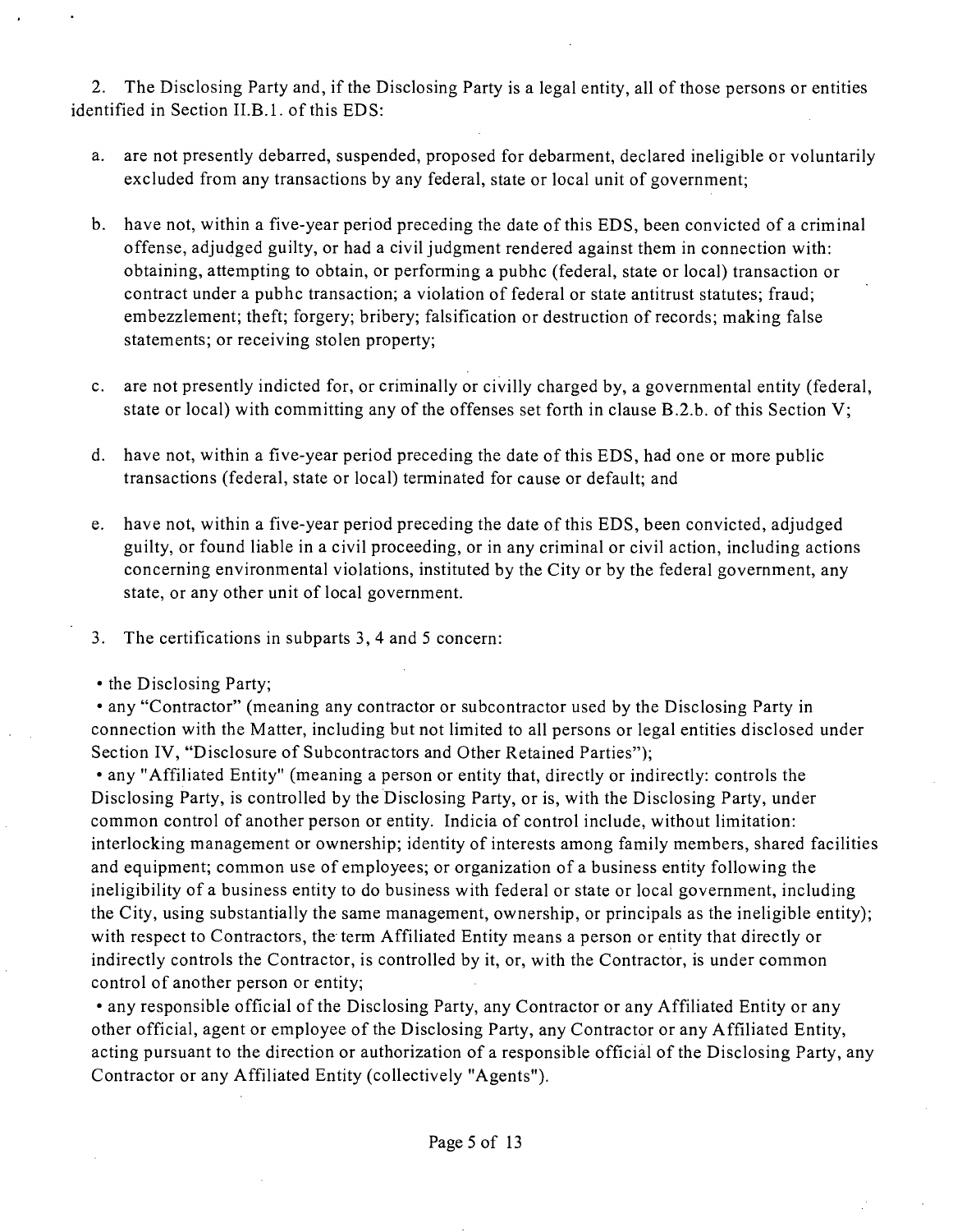2. The Disclosing Party and, if the Disclosing Party is a legal entity, all of those persons or entities identified in Section II.B.1. of this EDS:

a. are not presently debarred, suspended, proposed for debarment, declared ineligible or voluntarily excluded from any transactions by any federal, state or local unit of government;

b. have not, within a five-year period preceding the date of this EDS, been convicted of a criminal offense, adjudged guilty, or had a civil judgment rendered against them in connection with: obtaining, attempting to obtain, or performing a pubhc (federal, state or local) transaction or contract under a pubhc transaction; a violation of federal or state antitrust statutes; fraud; embezzlement; theft; forgery; bribery; falsification or destruction of records; making false statements; or receiving stolen property;

c. are not presently indicted for, or criminally or civilly charged by, a governmental entity (federal, state or local) with committing any of the offenses set forth in clause B.2.b. of this Section V;

d. have not, within a five-year period preceding the date of this EDS, had one or more public transactions (federal, state or local) terminated for cause or default; and

e. have not, within a five-year period preceding the date of this EDS, been convicted, adjudged guilty, or found liable in a civil proceeding, or in any criminal or civil action, including actions concerning environmental violations, instituted by the City or by the federal government, any state, or any other unit of local government.

3. The certifications in subparts 3, 4 and 5 concern:

• the Disclosing Party;

• any "Contractor" (meaning any contractor or subcontractor used by the Disclosing Party in connection with the Matter, including but not limited to all persons or legal entities disclosed under Section IV, "Disclosure of Subcontractors and Other Retained Parties");

• any "Affiliated Entity" (meaning a person or entity that, directly or indirectly: controls the Disclosing Party, is controlled by the Disclosing Party, or is, with the Disclosing Party, under common control of another person or entity. Indicia of control include, without limitation: interlocking management or ownership; identity of interests among family members, shared facilities and equipment; common use of employees; or organization of a business entity following the ineligibility of a business entity to do business with federal or state or local government, including the City, using substantially the same management, ownership, or principals as the ineligible entity); with respect to Contractors, the term Affiliated Entity means a person or entity that directly or indirectly controls the Contractor, is controlled by it, or, with the Contractor, is under common control of another person or entity;

• any responsible official of the Disclosing Party, any Contractor or any Affiliated Entity or any other official, agent or employee of the Disclosing Party, any Contractor or any Affiliated Entity, acting pursuant to the direction or authorization of a responsible official of the Disclosing Party, any Contractor or any Affiliated Entity (collectively "Agents").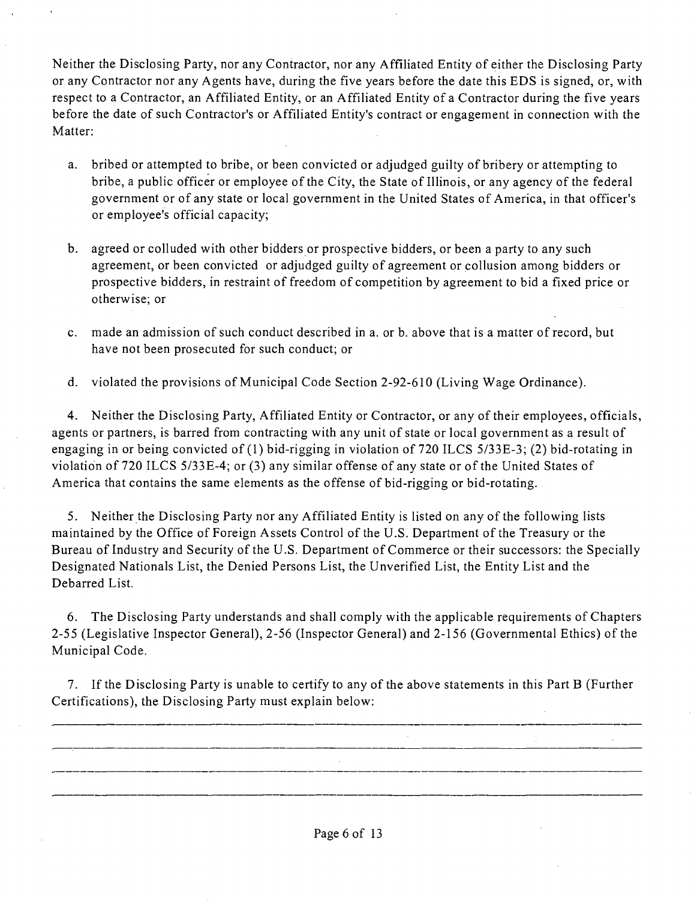Neither the Disclosing Party, nor any Contractor, nor any Affiliated Entity of either the Disclosing Party or any Contractor nor any Agents have, during the five years before the date this EDS is signed, or, with respect to a Contractor, an Affiliated Entity, or an Affiliated Entity of a Contractor during the five years before the date of such Contractor's or Affiliated Entity's contract or engagement in connection with the Matter:

a. bribed or attempted to bribe, or been convicted or adjudged guilty of bribery or attempting to bribe, a public officer or employee of the City, the State of Illinois, or any agency of the federal government or of any state or local government in the United States of America, in that officer's or employee's official capacity;

b. agreed or colluded with other bidders or prospective bidders, or been a party to any such agreement, or been convicted or adjudged guilty of agreement or collusion among bidders or prospective bidders, in restraint of freedom of competition by agreement to bid a fixed price or otherwise; or

c. made an admission of such conduct described in a. or b. above that is a matter of record, but have not been prosecuted for such conduct; or

d. violated the provisions of Municipal Code Section 2-92-610 (Living Wage Ordinance).

4. Neither the Disclosing Party, Affiliated Entity or Contractor, or any of their employees, officials, agents or partners, is barred from contracting with any unit of state or local government as a result of engaging in or being convicted of (1) bid-rigging in violation of 720 ILCS 5/33E-3; (2) bid-rotating in violation of 720 ILCS 5/33E-4; or (3) any similar offense of any state or of the United States of America that contains the same elements as the offense of bid-rigging or bid-rotating.

5. Neither the Disclosing Party nor any Affiliated Entity is listed on any of the following lists maintained by the Office of Foreign Assets Control of the U.S. Department of the Treasury or the Bureau of Industry and Security of the U.S. Department of Commerce or their successors: the Specially Designated Nationals List, the Denied Persons List, the Unverified List, the Entity List and the Debarred List.

6. The Disclosing Party understands and shall comply with the applicable requirements of Chapters 2-55 (Legislative Inspector General), 2-56 (Inspector General) and 2-156 (Governmental Ethics) of the Municipal Code.

7. If the Disclosing Party is unable to certify to any of the above statements in this Part B (Further Certifications), the Disclosing Party must explain below:

_______________________________________________________________________________

_______________________________________________________________________________

_______________________________________________________________________________

_______________________________________________________________________________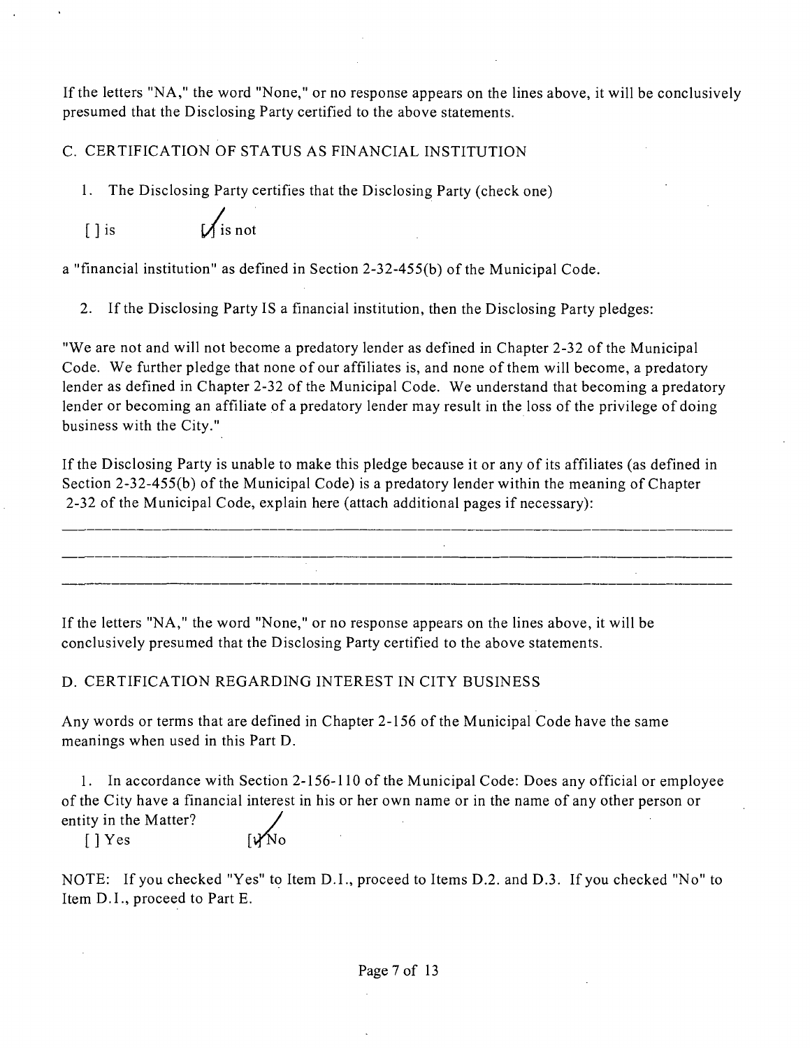If the letters "NA," the word "None," or no response appears on the lines above, it will be conclusively presumed that the Disclosing Party certified to the above statements.

C. CERTIFICATION OF STATUS AS FINANCIAL INSTITUTION

1. The Disclosing Party certifies that the Disclosing Party (check one)

[ ] is [✓] is not

a "financial institution" as defined in Section 2-32-455(b) of the Municipal Code.

2. If the Disclosing Party IS a financial institution, then the Disclosing Party pledges:

"We are not and will not become a predatory lender as defined in Chapter 2-32 of the Municipal Code. We further pledge that none of our affiliates is, and none of them will become, a predatory lender as defined in Chapter 2-32 of the Municipal Code. We understand that becoming a predatory lender or becoming an affiliate of a predatory lender may result in the loss of the privilege of doing business with the City."

If the Disclosing Party is unable to make this pledge because it or any of its affiliates (as defined in Section 2-32-455(b) of the Municipal Code) is a predatory lender within the meaning of Chapter 2-32 of the Municipal Code, explain here (attach additional pages if necessary):

If the letters "NA," the word "None," or no response appears on the lines above, it will be conclusively presumed that the Disclosing Party certified to the above statements.

D. CERTIFICATION REGARDING INTEREST IN CITY BUSINESS

Any words or terms that are defined in Chapter 2-156 of the Municipal Code have the same meanings when used in this Part D.

1. In accordance with Section 2-156-110 of the Municipal Code: Does any official or employee of the City have a financial interest in his or her own name or in the name of any other person or entity in the Matter?

[ ] Yes [✓] No

NOTE: If you checked "Yes" to Item D.1., proceed to Items D.2. and D.3. If you checked "No" to Item D.1., proceed to Part E.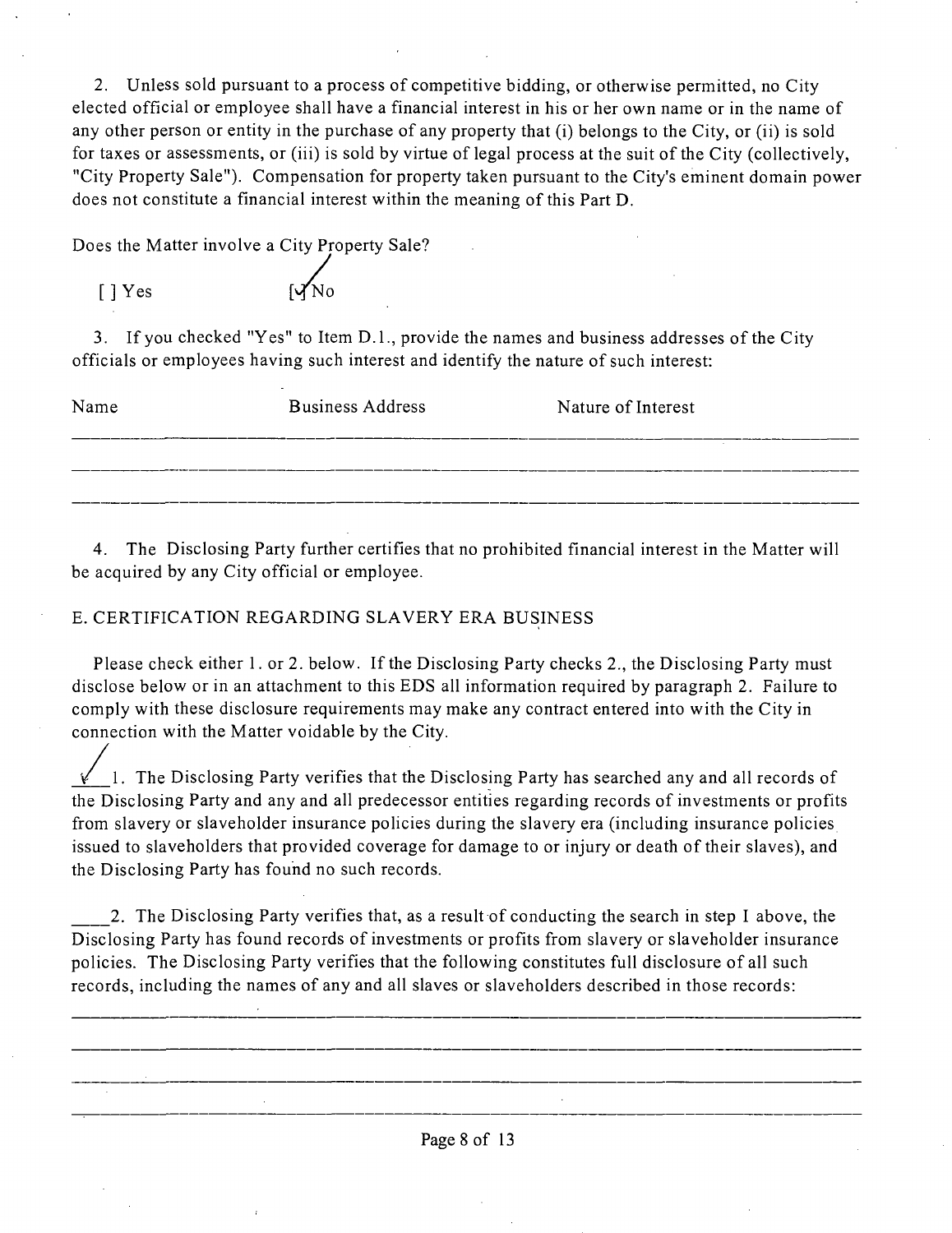2. Unless sold pursuant to a process of competitive bidding, or otherwise permitted, no City elected official or employee shall have a financial interest in his or her own name or in the name of any other person or entity in the purchase of any property that (i) belongs to the City, or (ii) is sold for taxes or assessments, or (iii) is sold by virtue of legal process at the suit of the City (collectively, "City Property Sale"). Compensation for property taken pursuant to the City's eminent domain power does not constitute a financial interest within the meaning of this Part D.

Does the Matter involve a City Property Sale?

[ ] Yes [✓] No

3. If you checked "Yes" to Item D.1., provide the names and business addresses of the City officials or employees having such interest and identify the nature of such interest:

| Name | Business Address | Nature of Interest |
|---|---|---|
| | | |
| | | |
| | | |

4. The Disclosing Party further certifies that no prohibited financial interest in the Matter will be acquired by any City official or employee.

E. CERTIFICATION REGARDING SLAVERY ERA BUSINESS

Please check either 1. or 2. below. If the Disclosing Party checks 2., the Disclosing Party must disclose below or in an attachment to this EDS all information required by paragraph 2. Failure to comply with these disclosure requirements may make any contract entered into with the City in connection with the Matter voidable by the City.

✓ 1. The Disclosing Party verifies that the Disclosing Party has searched any and all records of the Disclosing Party and any and all predecessor entities regarding records of investments or profits from slavery or slaveholder insurance policies during the slavery era (including insurance policies issued to slaveholders that provided coverage for damage to or injury or death of their slaves), and the Disclosing Party has found no such records.

\_\_\_\_ 2. The Disclosing Party verifies that, as a result of conducting the search in step 1 above, the Disclosing Party has found records of investments or profits from slavery or slaveholder insurance policies. The Disclosing Party verifies that the following constitutes full disclosure of all such records, including the names of any and all slaves or slaveholders described in those records:

\_\_\_\_\_\_\_\_\_\_\_\_\_\_\_\_\_\_\_\_\_\_\_\_\_\_\_\_\_\_\_\_\_\_\_\_\_\_\_\_\_\_\_\_\_\_\_\_\_\_\_\_\_\_\_\_\_\_\_\_

\_\_\_\_\_\_\_\_\_\_\_\_\_\_\_\_\_\_\_\_\_\_\_\_\_\_\_\_\_\_\_\_\_\_\_\_\_\_\_\_\_\_\_\_\_\_\_\_\_\_\_\_\_\_\_\_\_\_\_\_

\_\_\_\_\_\_\_\_\_\_\_\_\_\_\_\_\_\_\_\_\_\_\_\_\_\_\_\_\_\_\_\_\_\_\_\_\_\_\_\_\_\_\_\_\_\_\_\_\_\_\_\_\_\_\_\_\_\_\_\_

\_\_\_\_\_\_\_\_\_\_\_\_\_\_\_\_\_\_\_\_\_\_\_\_\_\_\_\_\_\_\_\_\_\_\_\_\_\_\_\_\_\_\_\_\_\_\_\_\_\_\_\_\_\_\_\_\_\_\_\_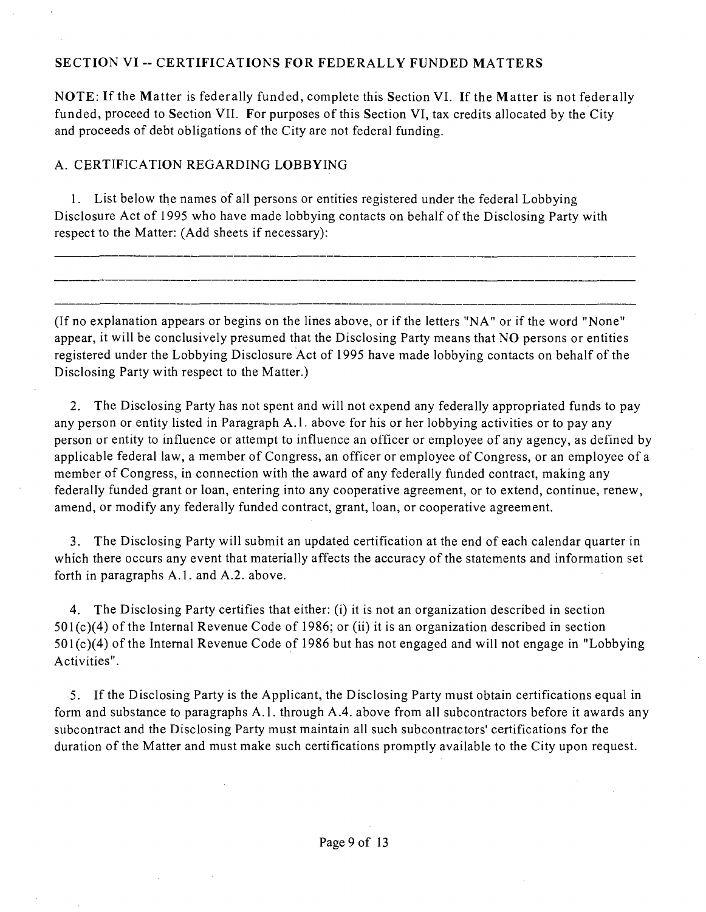## SECTION VI -- CERTIFICATIONS FOR FEDERALLY FUNDED MATTERS

NOTE: If the Matter is federally funded, complete this Section VI. If the Matter is not federally funded, proceed to Section VII. For purposes of this Section VI, tax credits allocated by the City and proceeds of debt obligations of the City are not federal funding.

### A. CERTIFICATION REGARDING LOBBYING

1. List below the names of all persons or entities registered under the federal Lobbying Disclosure Act of 1995 who have made lobbying contacts on behalf of the Disclosing Party with respect to the Matter: (Add sheets if necessary):

\_\_\_\_\_\_\_\_\_\_\_\_\_\_\_\_\_\_\_\_\_\_\_\_\_\_\_\_\_\_\_\_\_\_\_\_\_\_\_\_\_\_\_\_\_\_\_\_\_\_\_\_\_\_\_\_\_\_\_\_\_\_\_\_\_\_\_\_\_\_\_\_

\_\_\_\_\_\_\_\_\_\_\_\_\_\_\_\_\_\_\_\_\_\_\_\_\_\_\_\_\_\_\_\_\_\_\_\_\_\_\_\_\_\_\_\_\_\_\_\_\_\_\_\_\_\_\_\_\_\_\_\_\_\_\_\_\_\_\_\_\_\_\_\_

\_\_\_\_\_\_\_\_\_\_\_\_\_\_\_\_\_\_\_\_\_\_\_\_\_\_\_\_\_\_\_\_\_\_\_\_\_\_\_\_\_\_\_\_\_\_\_\_\_\_\_\_\_\_\_\_\_\_\_\_\_\_\_\_\_\_\_\_\_\_\_\_

(If no explanation appears or begins on the lines above, or if the letters "NA" or if the word "None" appear, it will be conclusively presumed that the Disclosing Party means that NO persons or entities registered under the Lobbying Disclosure Act of 1995 have made lobbying contacts on behalf of the Disclosing Party with respect to the Matter.)

2. The Disclosing Party has not spent and will not expend any federally appropriated funds to pay any person or entity listed in Paragraph A.1. above for his or her lobbying activities or to pay any person or entity to influence or attempt to influence an officer or employee of any agency, as defined by applicable federal law, a member of Congress, an officer or employee of Congress, or an employee of a member of Congress, in connection with the award of any federally funded contract, making any federally funded grant or loan, entering into any cooperative agreement, or to extend, continue, renew, amend, or modify any federally funded contract, grant, loan, or cooperative agreement.

3. The Disclosing Party will submit an updated certification at the end of each calendar quarter in which there occurs any event that materially affects the accuracy of the statements and information set forth in paragraphs A.1. and A.2. above.

4. The Disclosing Party certifies that either: (i) it is not an organization described in section 501(c)(4) of the Internal Revenue Code of 1986; or (ii) it is an organization described in section 501(c)(4) of the Internal Revenue Code of 1986 but has not engaged and will not engage in "Lobbying Activities".

5. If the Disclosing Party is the Applicant, the Disclosing Party must obtain certifications equal in form and substance to paragraphs A.1. through A.4. above from all subcontractors before it awards any subcontract and the Disclosing Party must maintain all such subcontractors' certifications for the duration of the Matter and must make such certifications promptly available to the City upon request.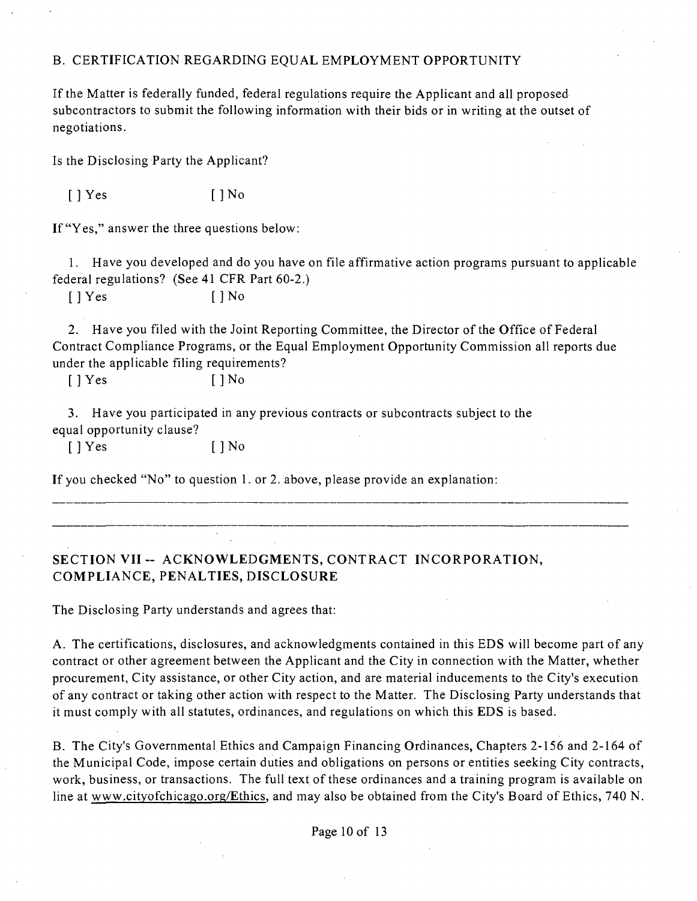B. CERTIFICATION REGARDING EQUAL EMPLOYMENT OPPORTUNITY

If the Matter is federally funded, federal regulations require the Applicant and all proposed subcontractors to submit the following information with their bids or in writing at the outset of negotiations.

Is the Disclosing Party the Applicant?

[ ] Yes [ ] No

If "Yes," answer the three questions below:

1. Have you developed and do you have on file affirmative action programs pursuant to applicable federal regulations? (See 41 CFR Part 60-2.)

[ ] Yes [ ] No

2. Have you filed with the Joint Reporting Committee, the Director of the Office of Federal Contract Compliance Programs, or the Equal Employment Opportunity Commission all reports due under the applicable filing requirements?

[ ] Yes [ ] No

3. Have you participated in any previous contracts or subcontracts subject to the equal opportunity clause?

[ ] Yes [ ] No

If you checked "No" to question 1. or 2. above, please provide an explanation:

______________________________________________________________________________

______________________________________________________________________________

## SECTION VII -- ACKNOWLEDGMENTS, CONTRACT INCORPORATION, COMPLIANCE, PENALTIES, DISCLOSURE

The Disclosing Party understands and agrees that:

A. The certifications, disclosures, and acknowledgments contained in this EDS will become part of any contract or other agreement between the Applicant and the City in connection with the Matter, whether procurement, City assistance, or other City action, and are material inducements to the City's execution of any contract or taking other action with respect to the Matter. The Disclosing Party understands that it must comply with all statutes, ordinances, and regulations on which this EDS is based.

B. The City's Governmental Ethics and Campaign Financing Ordinances, Chapters 2-156 and 2-164 of the Municipal Code, impose certain duties and obligations on persons or entities seeking City contracts, work, business, or transactions. The full text of these ordinances and a training program is available on line at www.cityofchicago.org/Ethics, and may also be obtained from the City's Board of Ethics, 740 N.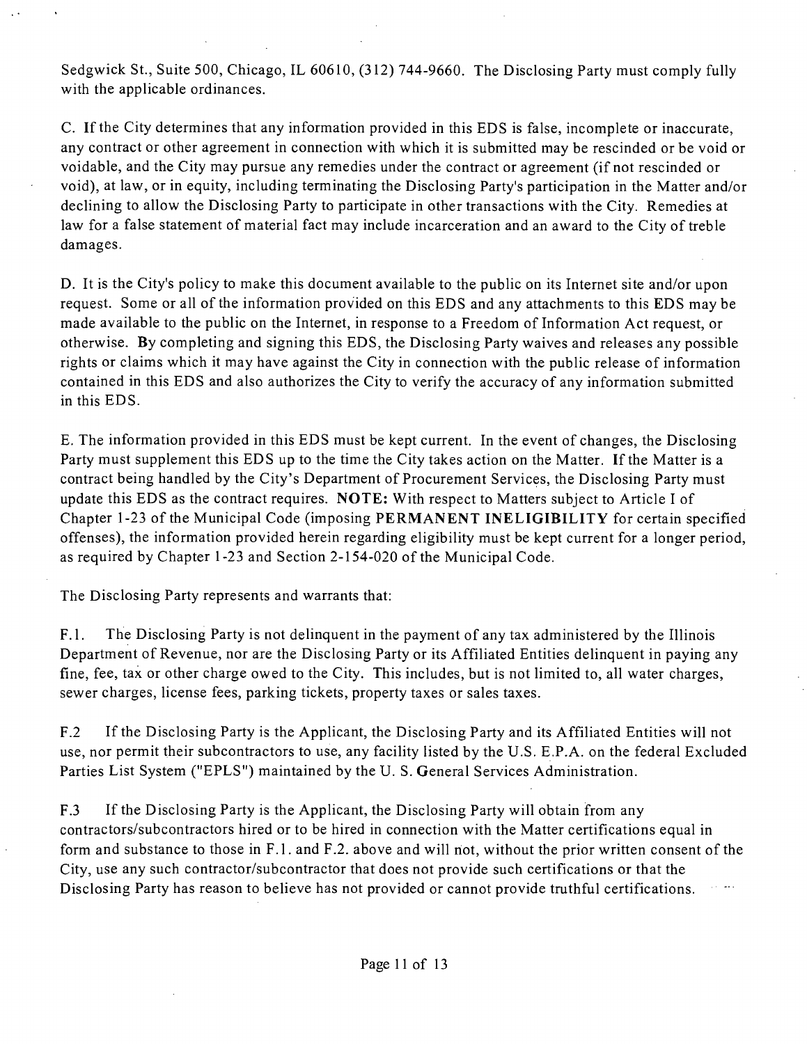Sedgwick St., Suite 500, Chicago, IL 60610, (312) 744-9660. The Disclosing Party must comply fully with the applicable ordinances.

C. If the City determines that any information provided in this EDS is false, incomplete or inaccurate, any contract or other agreement in connection with which it is submitted may be rescinded or be void or voidable, and the City may pursue any remedies under the contract or agreement (if not rescinded or void), at law, or in equity, including terminating the Disclosing Party's participation in the Matter and/or declining to allow the Disclosing Party to participate in other transactions with the City. Remedies at law for a false statement of material fact may include incarceration and an award to the City of treble damages.

D. It is the City's policy to make this document available to the public on its Internet site and/or upon request. Some or all of the information provided on this EDS and any attachments to this EDS may be made available to the public on the Internet, in response to a Freedom of Information Act request, or otherwise. By completing and signing this EDS, the Disclosing Party waives and releases any possible rights or claims which it may have against the City in connection with the public release of information contained in this EDS and also authorizes the City to verify the accuracy of any information submitted in this EDS.

E. The information provided in this EDS must be kept current. In the event of changes, the Disclosing Party must supplement this EDS up to the time the City takes action on the Matter. If the Matter is a contract being handled by the City's Department of Procurement Services, the Disclosing Party must update this EDS as the contract requires. **NOTE:** With respect to Matters subject to Article I of Chapter 1-23 of the Municipal Code (imposing **PERMANENT INELIGIBILITY** for certain specified offenses), the information provided herein regarding eligibility must be kept current for a longer period, as required by Chapter 1-23 and Section 2-154-020 of the Municipal Code.

The Disclosing Party represents and warrants that:

F.1. The Disclosing Party is not delinquent in the payment of any tax administered by the Illinois Department of Revenue, nor are the Disclosing Party or its Affiliated Entities delinquent in paying any fine, fee, tax or other charge owed to the City. This includes, but is not limited to, all water charges, sewer charges, license fees, parking tickets, property taxes or sales taxes.

F.2 If the Disclosing Party is the Applicant, the Disclosing Party and its Affiliated Entities will not use, nor permit their subcontractors to use, any facility listed by the U.S. E.P.A. on the federal Excluded Parties List System ("EPLS") maintained by the U. S. General Services Administration.

F.3 If the Disclosing Party is the Applicant, the Disclosing Party will obtain from any contractors/subcontractors hired or to be hired in connection with the Matter certifications equal in form and substance to those in F.1. and F.2. above and will not, without the prior written consent of the City, use any such contractor/subcontractor that does not provide such certifications or that the Disclosing Party has reason to believe has not provided or cannot provide truthful certifications.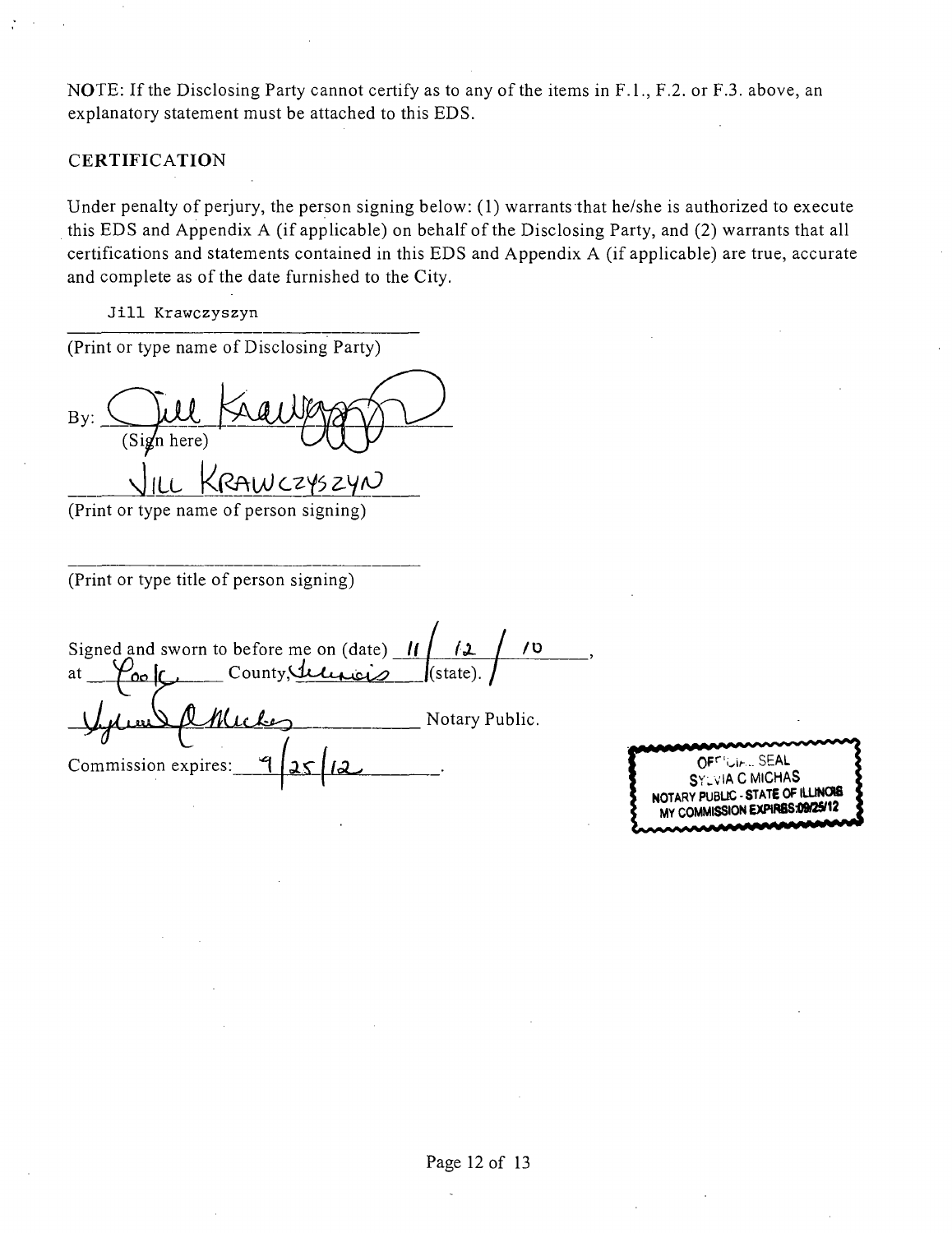NOTE: If the Disclosing Party cannot certify as to any of the items in F.1., F.2. or F.3. above, an explanatory statement must be attached to this EDS.

## CERTIFICATION

Under penalty of perjury, the person signing below: (1) warrants that he/she is authorized to execute this EDS and Appendix A (if applicable) on behalf of the Disclosing Party, and (2) warrants that all certifications and statements contained in this EDS and Appendix A (if applicable) are true, accurate and complete as of the date furnished to the City.

Jill Krawczyszyn

(Print or type name of Disclosing Party)

By: Jill Krawczyszyn
(Sign here)

JILL KRAWCZYSZYN

(Print or type name of person signing)

(Print or type title of person signing)

Signed and sworn to before me on (date) 11 / 12 / 10,
at Cook County, Illinois (state).

Sylvia C Michas Notary Public.

Commission expires: 9/25/12.

OFFICIAL SEAL
SYLVIA C MICHAS
NOTARY PUBLIC - STATE OF ILLINOIS
MY COMMISSION EXPIRES:09/25/12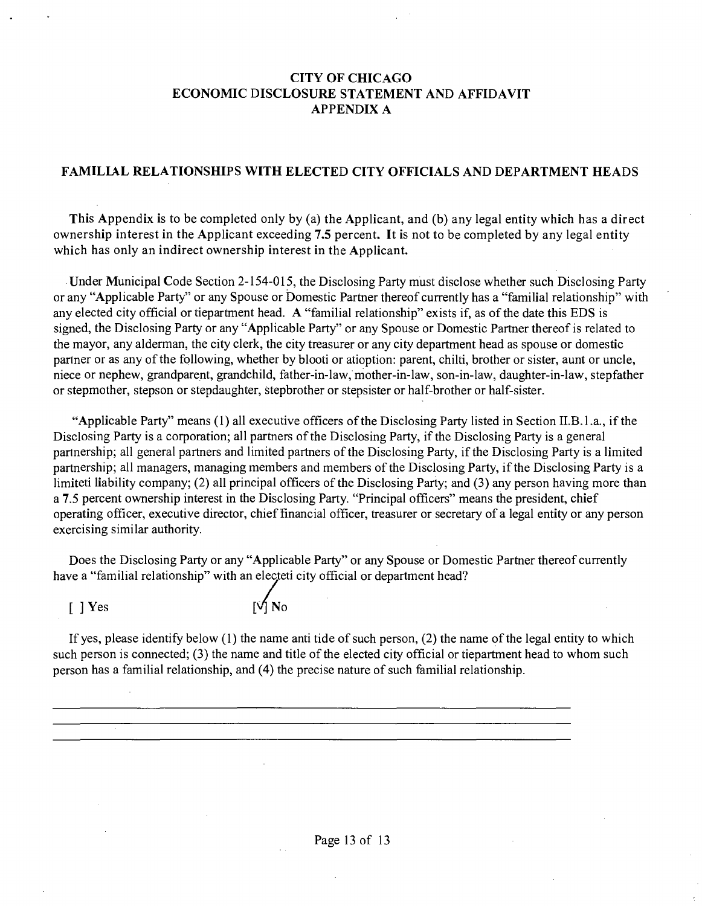# CITY OF CHICAGO
# ECONOMIC DISCLOSURE STATEMENT AND AFFIDAVIT
# APPENDIX A

## FAMILIAL RELATIONSHIPS WITH ELECTED CITY OFFICIALS AND DEPARTMENT HEADS

This Appendix is to be completed only by (a) the Applicant, and (b) any legal entity which has a direct ownership interest in the Applicant exceeding 7.5 percent. It is not to be completed by any legal entity which has only an indirect ownership interest in the Applicant.

Under Municipal Code Section 2-154-015, the Disclosing Party must disclose whether such Disclosing Party or any "Applicable Party" or any Spouse or Domestic Partner thereof currently has a "familial relationship" with any elected city official or tiepartment head. A "familial relationship" exists if, as of the date this EDS is signed, the Disclosing Party or any "Applicable Party" or any Spouse or Domestic Partner thereof is related to the mayor, any alderman, the city clerk, the city treasurer or any city department head as spouse or domestic partner or as any of the following, whether by blooti or atioption: parent, chilti, brother or sister, aunt or uncle, niece or nephew, grandparent, grandchild, father-in-law, mother-in-law, son-in-law, daughter-in-law, stepfather or stepmother, stepson or stepdaughter, stepbrother or stepsister or half-brother or half-sister.

"Applicable Party" means (1) all executive officers of the Disclosing Party listed in Section II.B.1.a., if the Disclosing Party is a corporation; all partners of the Disclosing Party, if the Disclosing Party is a general partnership; all general partners and limited partners of the Disclosing Party, if the Disclosing Party is a limited partnership; all managers, managing members and members of the Disclosing Party, if the Disclosing Party is a limiteti liability company; (2) all principal officers of the Disclosing Party; and (3) any person having more than a 7.5 percent ownership interest in the Disclosing Party. "Principal officers" means the president, chief operating officer, executive director, chief financial officer, treasurer or secretary of a legal entity or any person exercising similar authority.

Does the Disclosing Party or any "Applicable Party" or any Spouse or Domestic Partner thereof currently have a "familial relationship" with an electeti city official or department head?

[ ] Yes [✓] No

If yes, please identify below (1) the name anti tide of such person, (2) the name of the legal entity to which such person is connected; (3) the name and title of the elected city official or tiepartment head to whom such person has a familial relationship, and (4) the precise nature of such familial relationship.

\_\_\_\_\_\_\_\_\_\_\_\_\_\_\_\_\_\_\_\_\_\_\_\_\_\_\_\_\_\_\_\_\_\_\_\_\_\_\_\_\_\_\_\_\_\_\_\_\_\_\_\_\_\_\_\_\_\_\_\_\_\_\_\_\_\_\_\_\_\_\_\_

\_\_\_\_\_\_\_\_\_\_\_\_\_\_\_\_\_\_\_\_\_\_\_\_\_\_\_\_\_\_\_\_\_\_\_\_\_\_\_\_\_\_\_\_\_\_\_\_\_\_\_\_\_\_\_\_\_\_\_\_\_\_\_\_\_\_\_\_\_\_\_\_

\_\_\_\_\_\_\_\_\_\_\_\_\_\_\_\_\_\_\_\_\_\_\_\_\_\_\_\_\_\_\_\_\_\_\_\_\_\_\_\_\_\_\_\_\_\_\_\_\_\_\_\_\_\_\_\_\_\_\_\_\_\_\_\_\_\_\_\_\_\_\_\_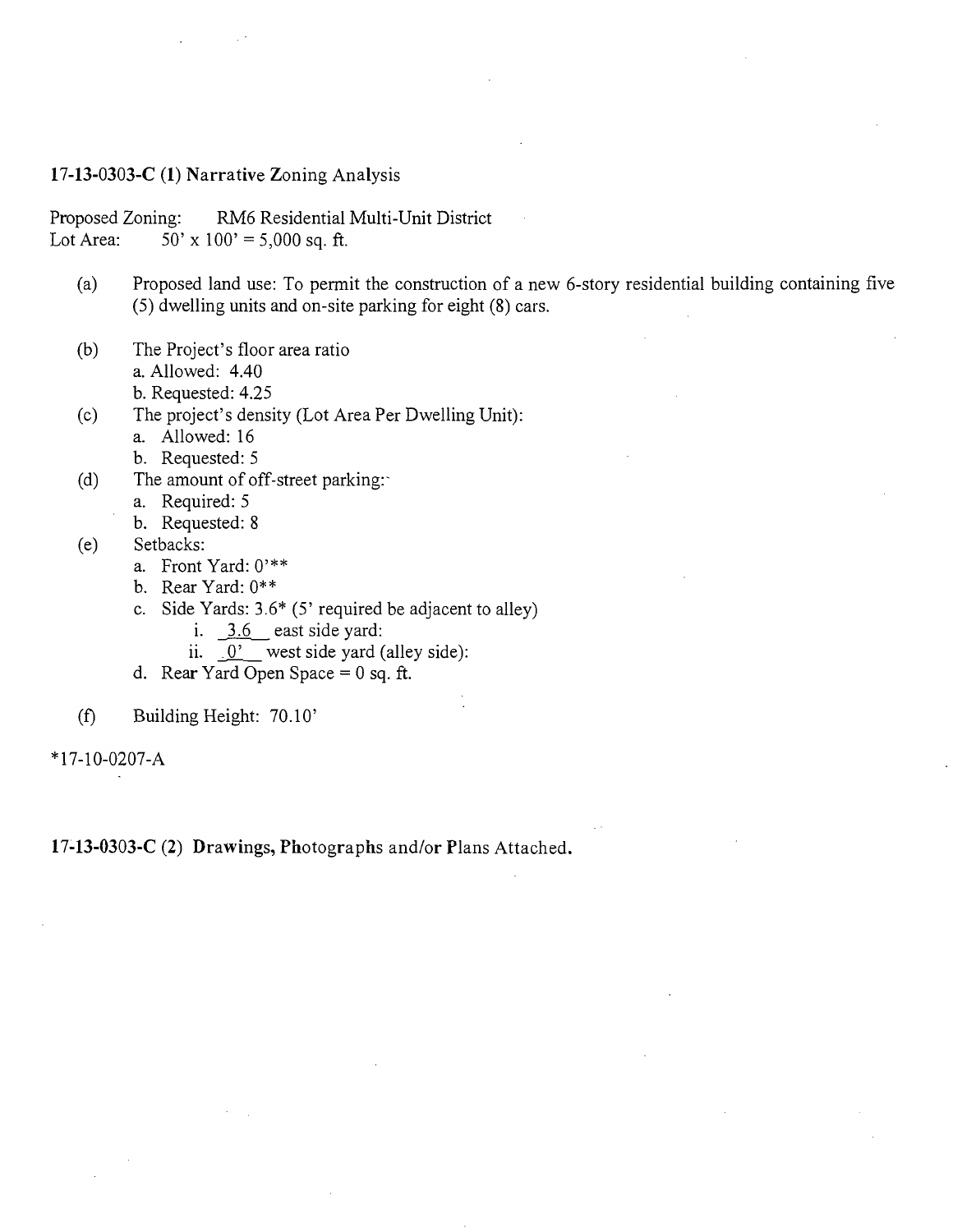**17-13-0303-C (1) Narrative Zoning Analysis**

Proposed Zoning: RM6 Residential Multi-Unit District
Lot Area: 50' x 100' = 5,000 sq. ft.

(a) Proposed land use: To permit the construction of a new 6-story residential building containing five (5) dwelling units and on-site parking for eight (8) cars.

(b) The Project's floor area ratio
  a. Allowed: 4.40
  b. Requested: 4.25

(c) The project's density (Lot Area Per Dwelling Unit):
  a. Allowed: 16
  b. Requested: 5

(d) The amount of off-street parking:
  a. Required: 5
  b. Requested: 8

(e) Setbacks:
  a. Front Yard: 0'**
  b. Rear Yard: 0**
  c. Side Yards: 3.6* (5' required be adjacent to alley)
    i. 3.6 east side yard:
    ii. 0' west side yard (alley side):
  d. Rear Yard Open Space = 0 sq. ft.

(f) Building Height: 70.10'

*17-10-0207-A

**17-13-0303-C (2) Drawings, Photographs and/or Plans Attached.**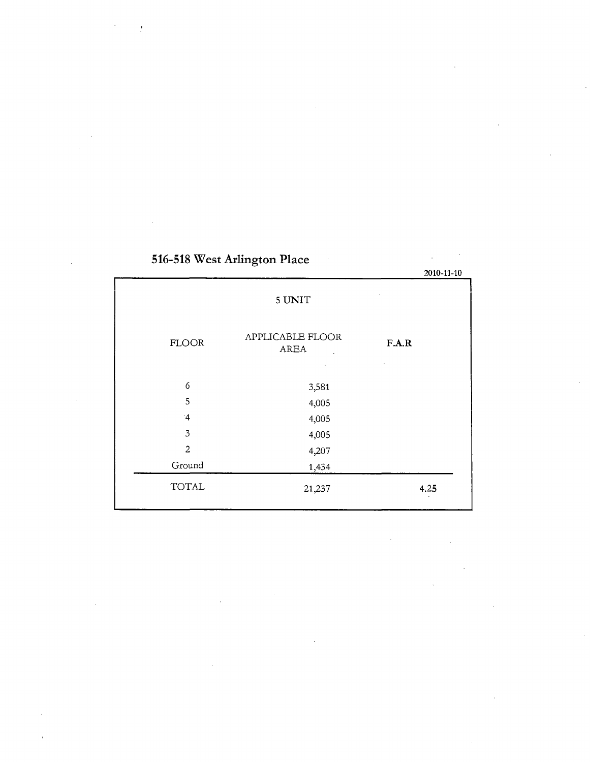## 516-518 West Arlington Place

2010-11-10

5 UNIT

| FLOOR | APPLICABLE FLOOR AREA | F.A.R |
|---|---|---|
| 6 | 3,581 | |
| 5 | 4,005 | |
| 4 | 4,005 | |
| 3 | 4,005 | |
| 2 | 4,207 | |
| Ground | 1,434 | |
| TOTAL | 21,237 | 4.25 |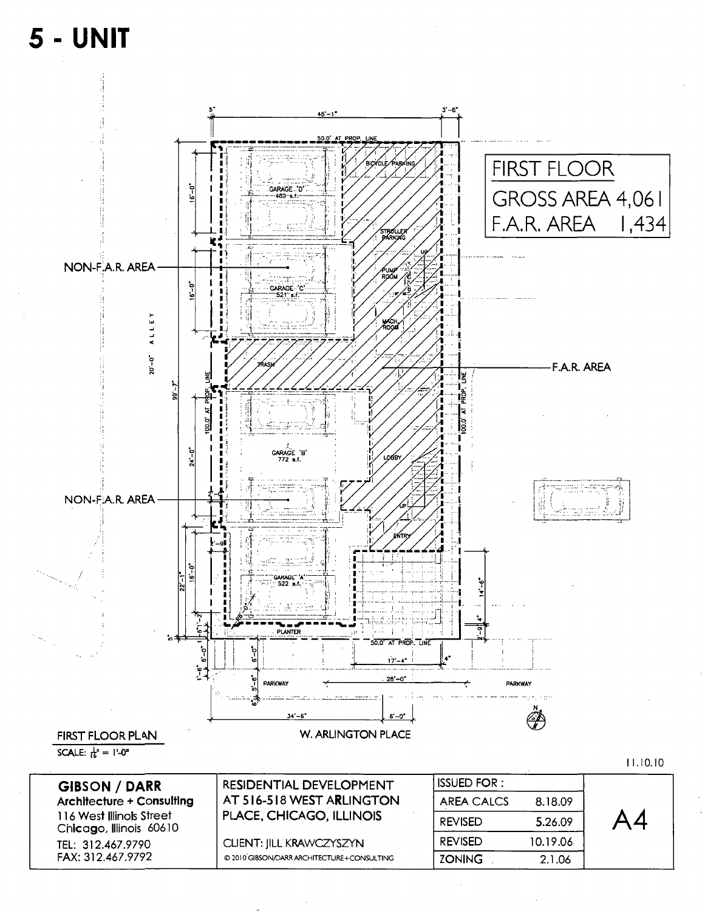# 5 - UNIT

| FIRST FLOOR | |
|---|---|
| GROSS AREA | 4,061 |
| F.A.R. AREA | 1,434 |

NON-F.A.R. AREA

NON-F.A.R. AREA

F.A.R. AREA

GARAGE 'D' 483 s.f.

GARAGE 'C' 521 s.f.

GARAGE 'B' 772 s.f.

GARAGE 'A' 522 s.f.

BICYCLE PARKING

STROLLER PARKING

PUMP ROOM

MACH. ROOM

TRASH

LOBBY

ENTRY

PLANTER

PARKWAY

20'-0" ALLEY

50.0' AT PROP. LINE

100.0' AT PROP. LINE

W. ARLINGTON PLACE

FIRST FLOOR PLAN

SCALE: 1/16" = 1'-0"

11.10.10

| GIBSON / DARR Architecture + Consulting 116 West Illinois Street Chicago, Illinois 60610 TEL: 312.467.9790 FAX: 312.467.9792 | RESIDENTIAL DEVELOPMENT AT 516-518 WEST ARLINGTON PLACE, CHICAGO, ILLINOIS CLIENT: JILL KRAWCZYSZYN © 2010 GIBSON/DARR ARCHITECTURE+CONSULTING | ISSUED FOR : | | A4 |
|---|---|---|---|---|
| | | AREA CALCS | 8.18.09 | |
| | | REVISED | 5.26.09 | |
| | | REVISED | 10.19.06 | |
| | | ZONING | 2.1.06 | |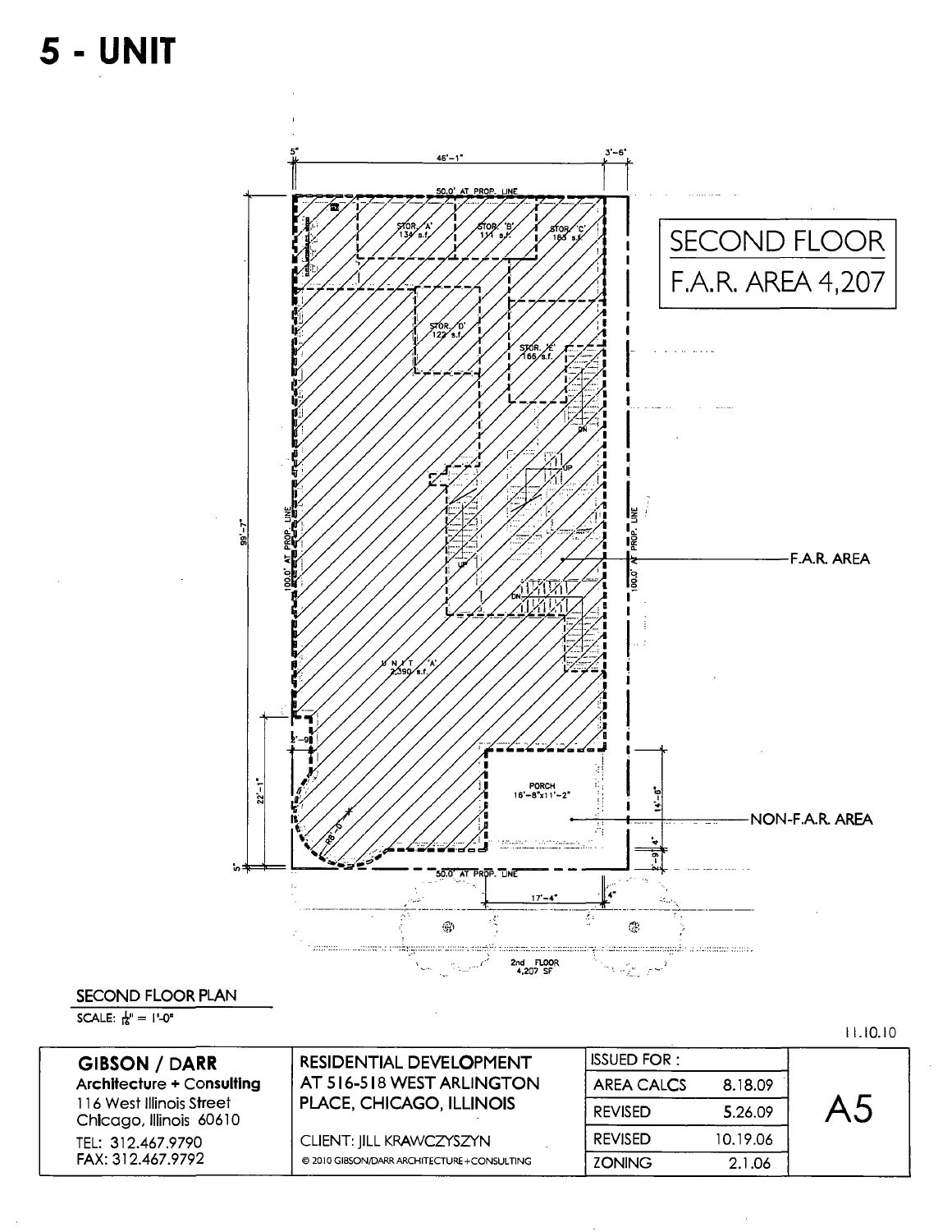# 5 - UNIT

SECOND FLOOR

F.A.R. AREA 4,207

46'-1" 3'-6" 5"

50.0' AT PROP. LINE

STOR. 'A' 134 s.f.

STOR. 'B' 111 s.f.

STOR. 'C' 165 s.f.

STOR. 'D' 122 s.f.

STOR. 'E' 166 s.f.

UP

DN

99'-7"

100.0' AT PROP. LINE

100.0' AT PROP. LINE

F.A.R. AREA

UNIT 'A' 2,390 s.f.

2'-9"

22'-1"

PORCH 16'-8"x11'-2"

14'-6"

NON-F.A.R. AREA

2'-9" 4"

5"

50.0' AT PROP. LINE

17'-4" 4"

2nd FLOOR 4,207 SF

SECOND FLOOR PLAN

SCALE: 1/16" = 1'-0"

11.10.10

| GIBSON / DARR Architecture + Consulting 116 West Illinois Street Chicago, Illinois 60610 TEL: 312.467.9790 FAX: 312.467.9792 | RESIDENTIAL DEVELOPMENT AT 516-518 WEST ARLINGTON PLACE, CHICAGO, ILLINOIS CLIENT: JILL KRAWCZYSZYN © 2010 GIBSON/DARR ARCHITECTURE+CONSULTING | ISSUED FOR : | | A5 |
|---|---|---|---|---|
| | | AREA CALCS | 8.18.09 | |
| | | REVISED | 5.26.09 | |
| | | REVISED | 10.19.06 | |
| | | ZONING | 2.1.06 | |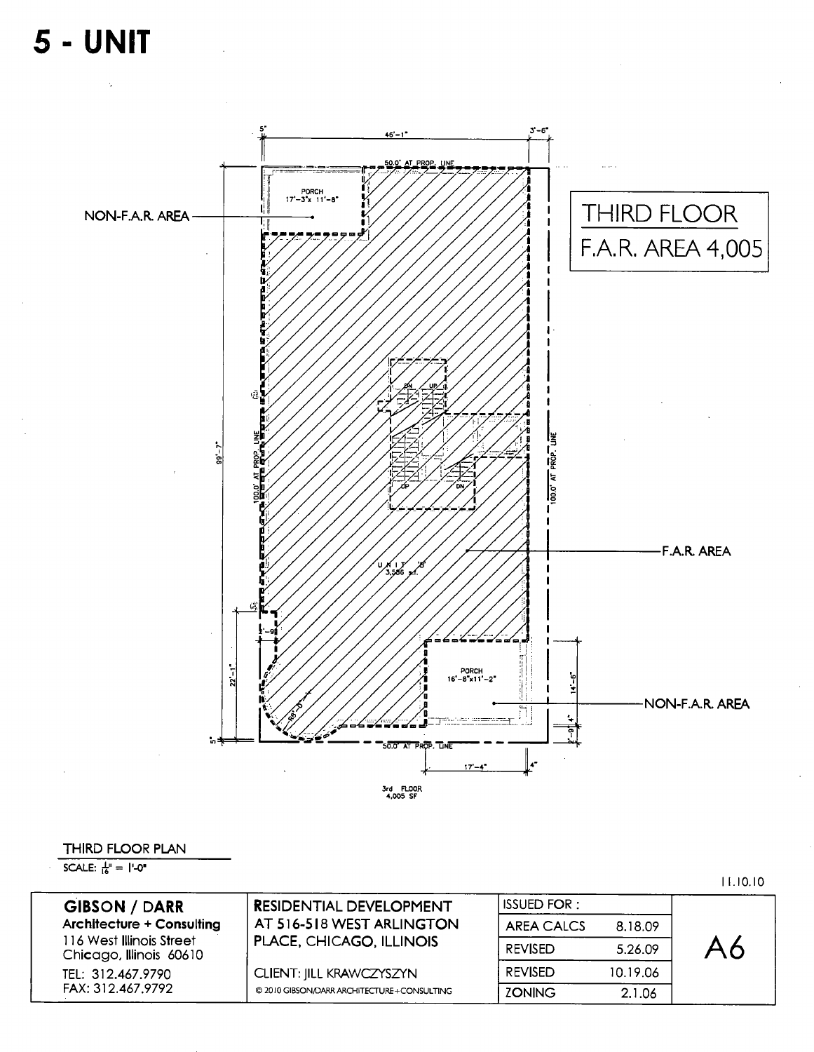# 5 - UNIT

THIRD FLOOR
F.A.R. AREA 4,005

NON-F.A.R. AREA

PORCH 17'-3"x 11'-8"

50.0' AT PROP. LINE

5" 46'-1" 3'-6"

99'-7"

100.0' AT PROP. LINE

DN UP

UP DN

UNIT 'B' 3,586 s.f.

F.A.R. AREA

2'-9"

22'-1"

R8'-0"

PORCH 16'-8"x11'-2"

NON-F.A.R. AREA

14'-6"

4"

2'-9"

5"

50.0' AT PROP. LINE

17'-4"

4"

3rd FLOOR 4,005 SF

THIRD FLOOR PLAN

SCALE: 1/16" = 1'-0"

11.10.10

| GIBSON / DARR Architecture + Consulting 116 West Illinois Street Chicago, Illinois 60610 TEL: 312.467.9790 FAX: 312.467.9792 | RESIDENTIAL DEVELOPMENT AT 516-518 WEST ARLINGTON PLACE, CHICAGO, ILLINOIS CLIENT: JILL KRAWCZYSZYN © 2010 GIBSON/DARR ARCHITECTURE+CONSULTING | ISSUED FOR : | | A6 |
|---|---|---|---|---|
| | | AREA CALCS | 8.18.09 | |
| | | REVISED | 5.26.09 | |
| | | REVISED | 10.19.06 | |
| | | ZONING | 2.1.06 | |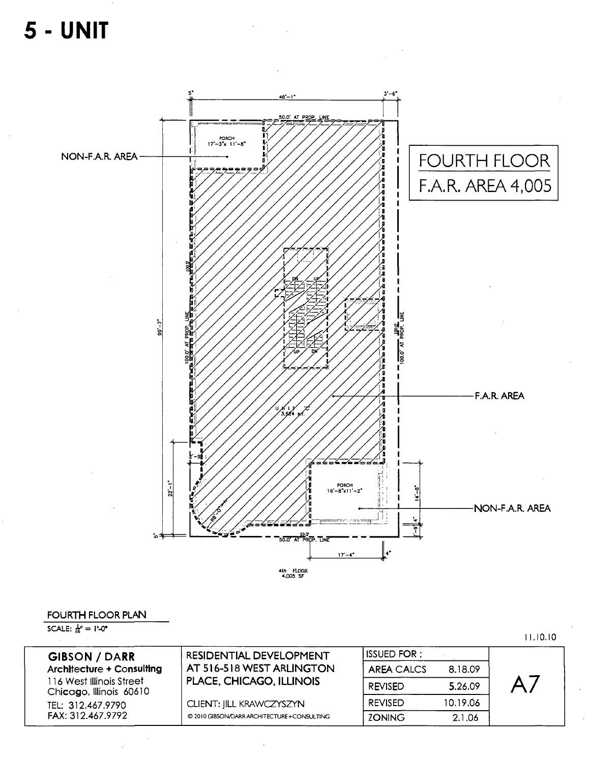# 5 - UNIT

FOURTH FLOOR
F.A.R. AREA 4,005

NON-F.A.R. AREA

PORCH 17'-3"x 11'-8"

50.0' AT PROP. LINE

46'-1"

5"

3'-6"

99'-7"

100.0' AT PROP. LINE

DN UP

UP DN

UNIT 'C' 3,624 s.f.

F.A.R. AREA

PORCH 16'-8"x11'-2"

NON-F.A.R. AREA

2'-9"

22'-1"

R8'-0"

14'-6"

4"

2'-9"

5"

50.0' AT PROP. LINE

17'-4"

4"

4th FLOOR 4,005 SF

FOURTH FLOOR PLAN

SCALE: 1/16" = 1'-0"

11.10.10

| GIBSON / DARR<br>Architecture + Consulting<br>116 West Illinois Street<br>Chicago, Illinois 60610<br>TEL: 312.467.9790<br>FAX: 312.467.9792 | RESIDENTIAL DEVELOPMENT AT 516-518 WEST ARLINGTON PLACE, CHICAGO, ILLINOIS<br>CLIENT: JILL KRAWCZYSZYN<br>© 2010 GIBSON/DARR ARCHITECTURE+CONSULTING | ISSUED FOR : | | A7 |
|---|---|---|---|---|
| | | AREA CALCS | 8.18.09 | |
| | | REVISED | 5.26.09 | |
| | | REVISED | 10.19.06 | |
| | | ZONING | 2.1.06 | |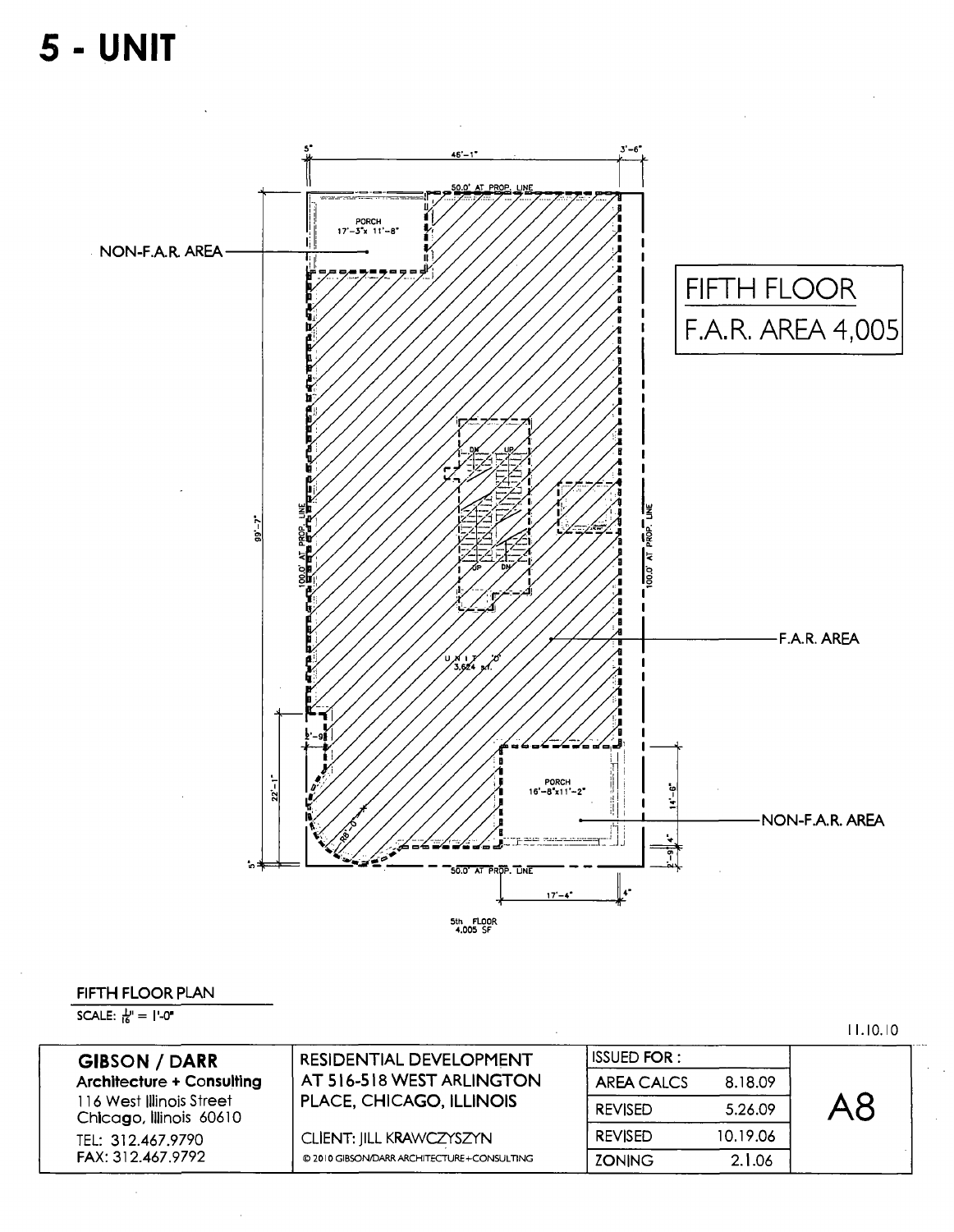# 5 - UNIT

NON-F.A.R. AREA

PORCH
17'-3" x 11'-8"

50.0' AT PROP. LINE

46'-1"

5"

3'-6"

FIFTH FLOOR
F.A.R. AREA 4,005

DN UP

UP DN

99'-7"

100.0' AT PROP. LINE

100.0' AT PROP. LINE

F.A.R. AREA

UNIT 'D'
3,624 s.f.

2'-9"

22'-1"

R8'-0"

PORCH
16'-8" x 11'-2"

14'-6"

4"

2'-9"

NON-F.A.R. AREA

5"

50.0' AT PROP. LINE

17'-4"

4"

5th FLOOR
4,005 SF

FIFTH FLOOR PLAN

SCALE: 1/16" = 1'-0"

11.10.10

| GIBSON / DARR<br>Architecture + Consulting<br>116 West Illinois Street<br>Chicago, Illinois 60610<br>TEL: 312.467.9790<br>FAX: 312.467.9792 | RESIDENTIAL DEVELOPMENT AT 516-518 WEST ARLINGTON PLACE, CHICAGO, ILLINOIS<br>CLIENT: JILL KRAWCZYSZYN<br>© 2010 GIBSON/DARR ARCHITECTURE+CONSULTING | ISSUED FOR: | | A8 |
|---|---|---|---|---|
| | | AREA CALCS | 8.18.09 | |
| | | REVISED | 5.26.09 | |
| | | REVISED | 10.19.06 | |
| | | ZONING | 2.1.06 | |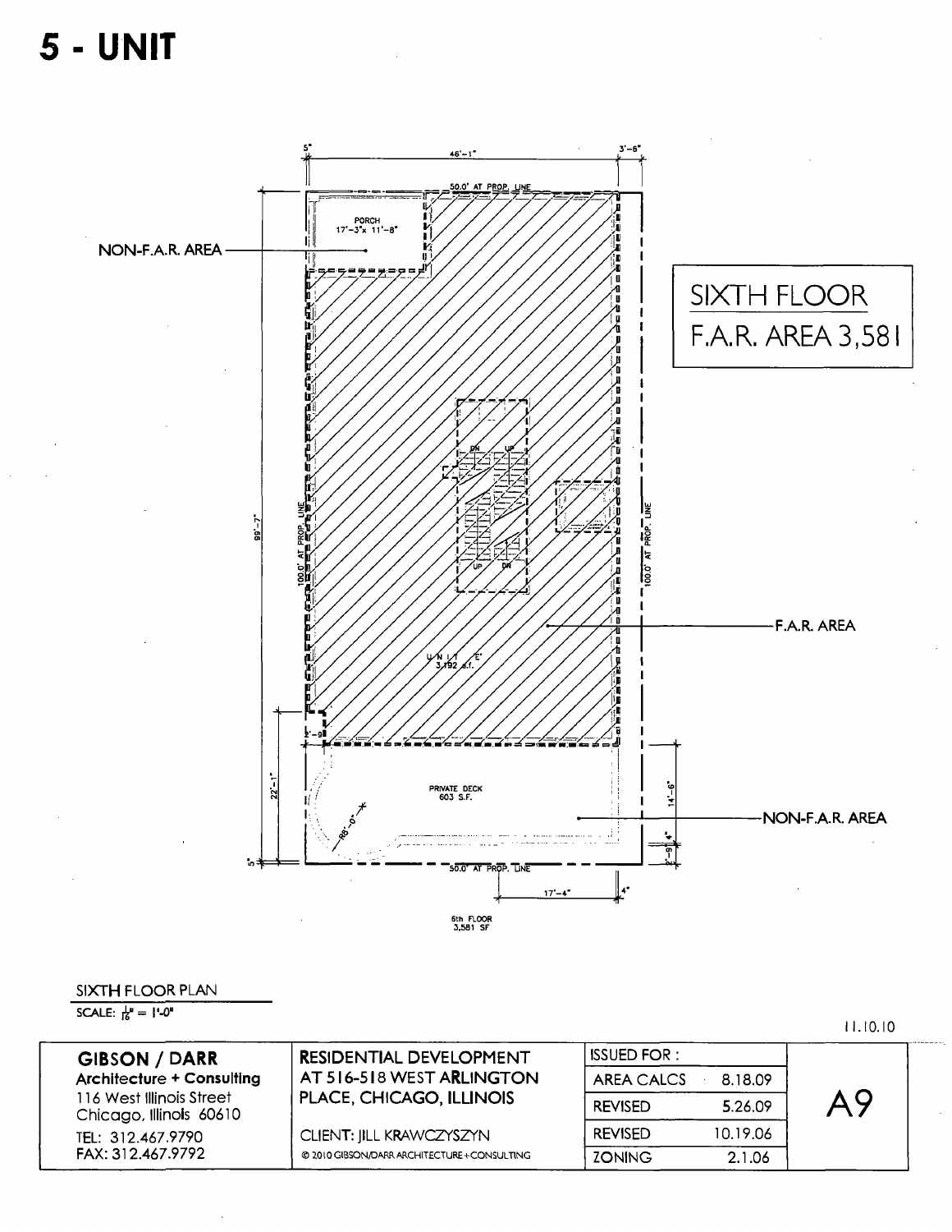# 5 - UNIT

5"

46'-1"

3'-6"

50.0' AT PROP. LINE

PORCH
17'-3" x 11'-8"

NON-F.A.R. AREA

SIXTH FLOOR
F.A.R. AREA 3,581

DN UP

UP DN

99'-7"

100.0' AT PROP. LINE

100.0' AT PROP. LINE

F.A.R. AREA

UNIT "E"
3,192 s.f.

2'-9"

22'-1"

PRIVATE DECK
603 S.F.

R8'-0"

14'-6"

NON-F.A.R. AREA

4"

2'-9"

5"

50.0' AT PROP. LINE

17'-4"

4"

6th FLOOR
3,581 SF

SIXTH FLOOR PLAN

SCALE: 1/16" = 1'-0"

11.10.10

| GIBSON / DARR<br>Architecture + Consulting<br>116 West Illinois Street<br>Chicago, Illinois 60610<br>TEL: 312.467.9790<br>FAX: 312.467.9792 | RESIDENTIAL DEVELOPMENT<br>AT 516-518 WEST ARLINGTON<br>PLACE, CHICAGO, ILLINOIS<br>CLIENT: JILL KRAWCZYSZYN<br>© 2010 GIBSON/DARR ARCHITECTURE+CONSULTING | ISSUED FOR : | | A9 |
|---|---|---|---|---|
| | | AREA CALCS | 8.18.09 | |
| | | REVISED | 5.26.09 | |
| | | REVISED | 10.19.06 | |
| | | ZONING | 2.1.06 | |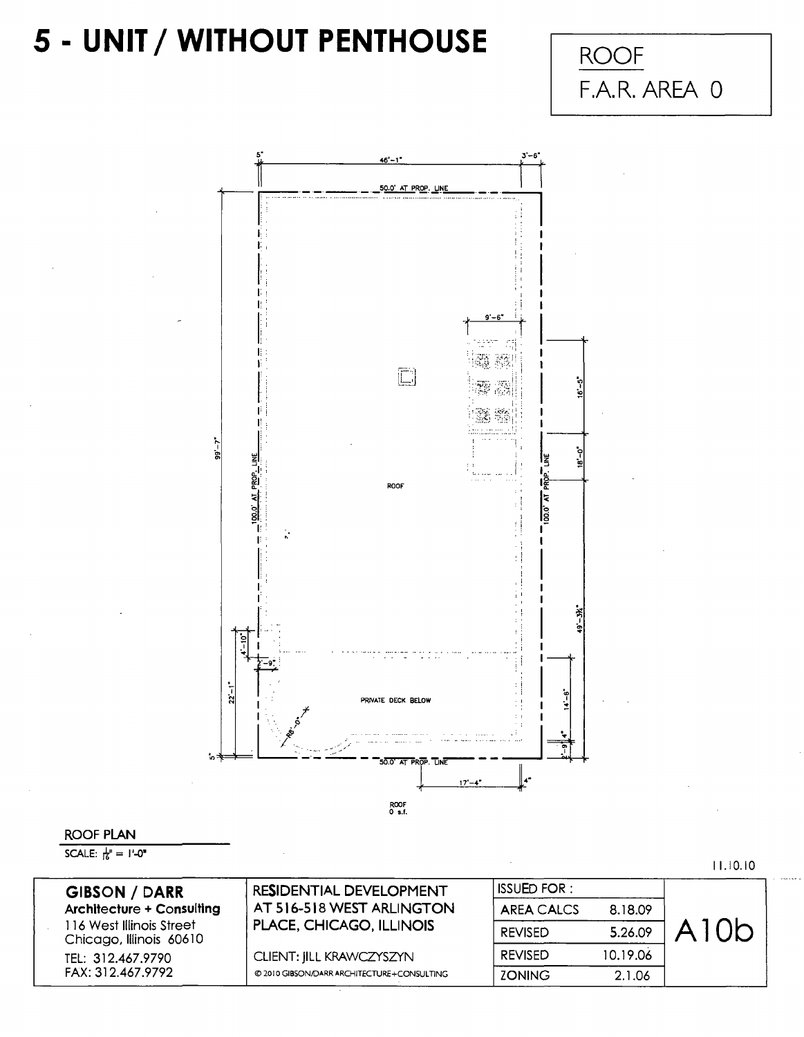# 5 - UNIT / WITHOUT PENTHOUSE

ROOF
F.A.R. AREA 0

5" | 46'-1" | 3'-6"

50.0' AT PROP. LINE

9'-6"

16'-5"

18'-0"

99'-7"

100.0' AT PROP. LINE

ROOF

100.0' AT PROP. LINE

49'-3¾"

4'-10"

2'-9"

22'-1"

PRIVATE DECK BELOW

14'-6"

R6'-0"

4"

2'-9"

5"

50.0' AT PROP. LINE

17'-4"

4"

ROOF
0 s.f.

ROOF PLAN

SCALE: 1/16" = 1'-0"

11.10.10

| GIBSON / DARR **Architecture + Consulting** 116 West Illinois Street Chicago, Illinois 60610 TEL: 312.467.9790 FAX: 312.467.9792 | RESIDENTIAL DEVELOPMENT AT 516-518 WEST ARLINGTON PLACE, CHICAGO, ILLINOIS CLIENT: JILL KRAWCZYSZYN © 2010 GIBSON/DARR ARCHITECTURE+CONSULTING | ISSUED FOR: | | A10b |
|---|---|---|---|---|
| | | AREA CALCS | 8.18.09 | |
| | | REVISED | 5.26.09 | |
| | | REVISED | 10.19.06 | |
| | | ZONING | 2.1.06 | |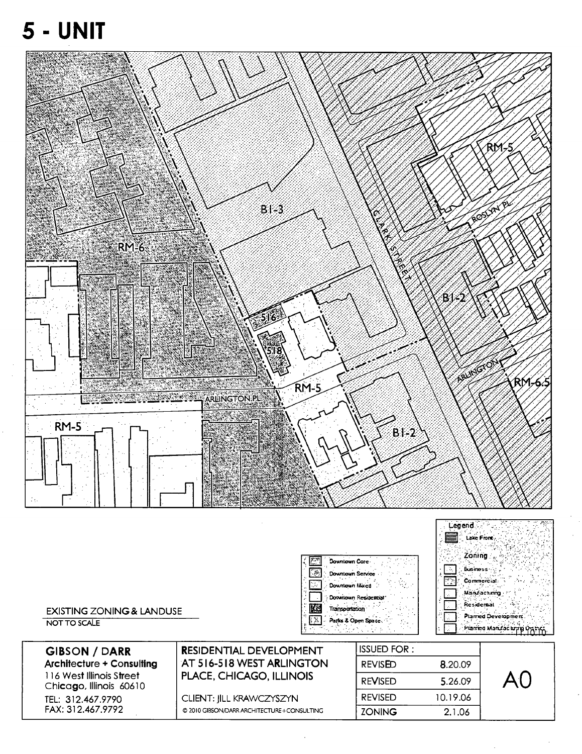# 5 - UNIT

RM-6

B1-3

CLARK STREET

RM-5

ROSLYN PL

516

518

B1-2

ARLINGTON

RM-6.5

RM-5

ARLINGTON PL

RM-5

B1-2

Legend

Lake Front

Zoning

Business

Commercial

Manufacturing

Residential

Planned Development

Planned Manufacturing District

Downtown Core

Downtown Service

Downtown Mixed

Downtown Residential

Transportation

Parks & Open Space

EXISTING ZONING & LANDUSE

NOT TO SCALE

| GIBSON / DARR<br>Architecture + Consulting<br>116 West Illinois Street<br>Chicago, Illinois 60610<br>TEL: 312.467.9790<br>FAX: 312.467.9792 | RESIDENTIAL DEVELOPMENT AT 516-518 WEST ARLINGTON PLACE, CHICAGO, ILLINOIS<br>CLIENT: JILL KRAWCZYSZYN<br>© 2010 GIBSON/DARR ARCHITECTURE+CONSULTING | ISSUED FOR : | | A0 |
|---|---|---|---|---|
| | | REVISED | 8.20.09 | |
| | | REVISED | 5.26.09 | |
| | | REVISED | 10.19.06 | |
| | | ZONING | 2.1.06 | |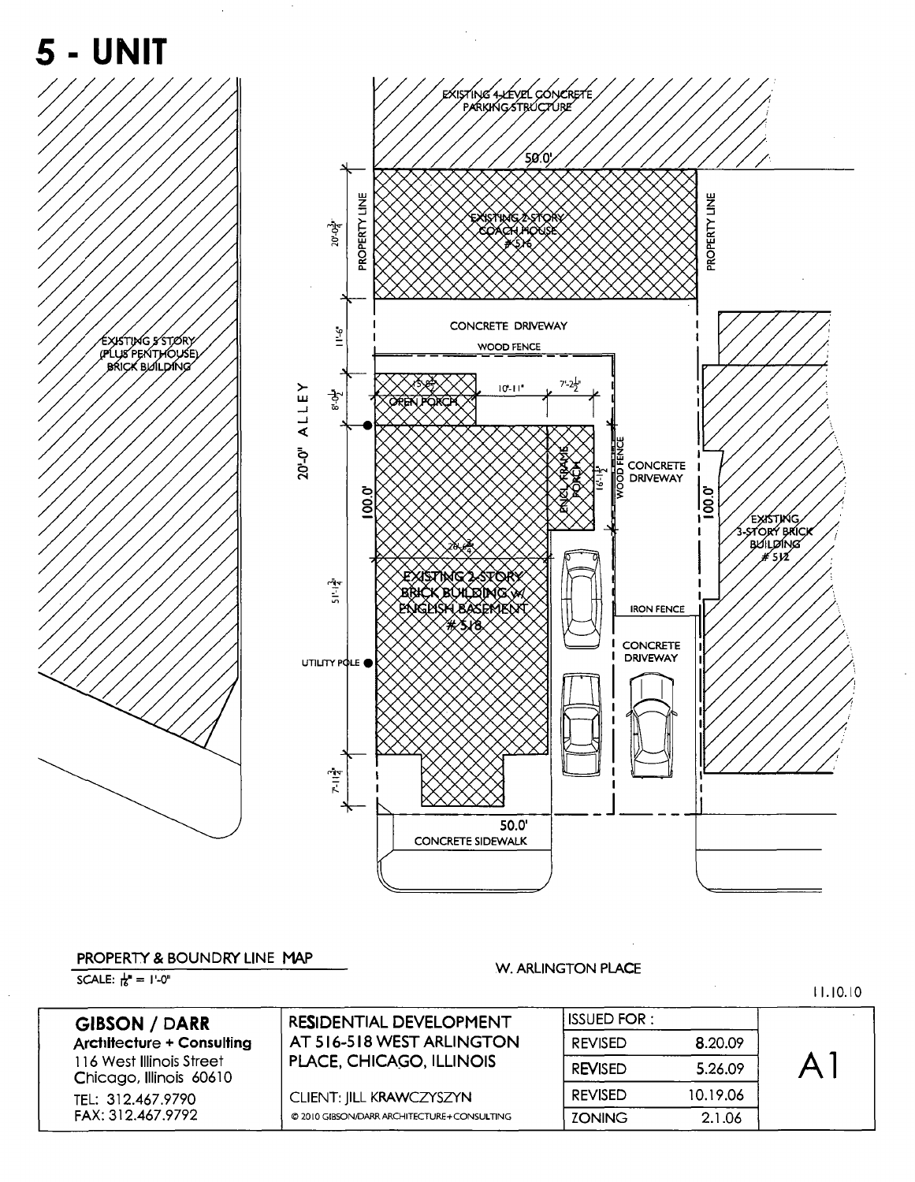# 5 - UNIT

EXISTING 4-LEVEL CONCRETE PARKING STRUCTURE

50.0'

PROPERTY LINE

EXISTING 2-STORY COACH HOUSE #516

PROPERTY LINE

20'-0¾"

EXISTING 5 STORY (PLUS PENTHOUSE) BRICK BUILDING

11'-6"

CONCRETE DRIVEWAY

WOOD FENCE

8'-0½"

15'-8½"

10'-11"

7'-2½"

OPEN PORCH

20'-0" ALLEY

ENCL. FRAME PORCH

16'-1½"

WOOD FENCE

CONCRETE DRIVEWAY

100.0'

100.0'

28'-6¾"

EXISTING 3-STORY BRICK BUILDING #512

51'-1¾"

EXISTING 2-STORY BRICK BUILDING w/ ENGLISH BASEMENT #518

IRON FENCE

CONCRETE DRIVEWAY

UTILITY POLE

7'-1¾"

50.0'

CONCRETE SIDEWALK

PROPERTY & BOUNDRY LINE MAP

SCALE: $\frac{1}{16}$" = 1'-0"

W. ARLINGTON PLACE

11.10.10

| GIBSON / DARR | RESIDENTIAL DEVELOPMENT | ISSUED FOR : | | |
|---|---|---|---|---|
| Architecture + Consulting | AT 516-518 WEST ARLINGTON | REVISED | 8.20.09 | A1 |
| 116 West Illinois Street Chicago, Illinois 60610 | PLACE, CHICAGO, ILLINOIS | REVISED | 5.26.09 | |
| TEL: 312.467.9790 | CLIENT: JILL KRAWCZYSZYN | REVISED | 10.19.06 | |
| FAX: 312.467.9792 | © 2010 GIBSON/DARR ARCHITECTURE+CONSULTING | ZONING | 2.1.06 | |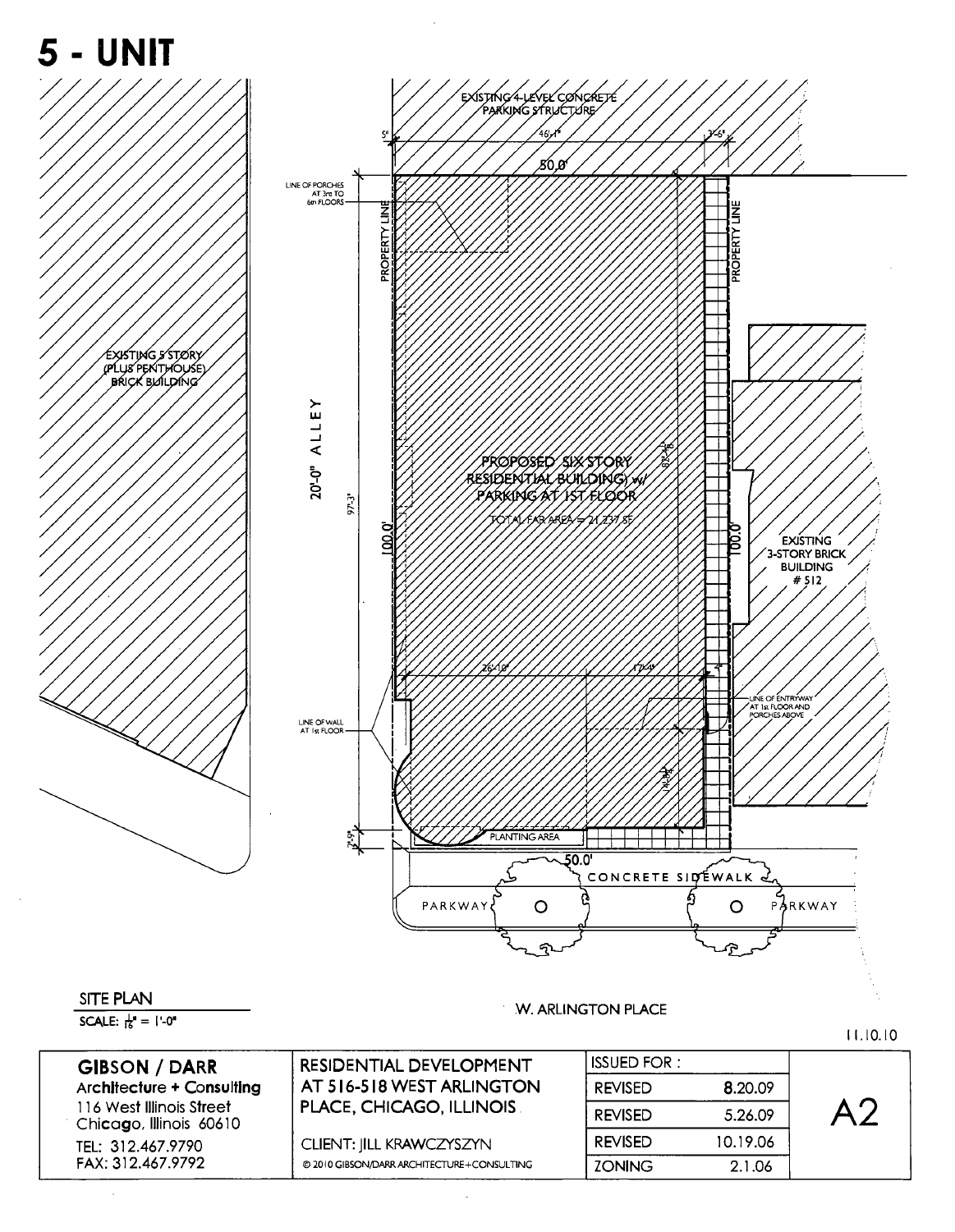# 5 - UNIT

EXISTING 4-LEVEL CONCRETE PARKING STRUCTURE

5" | 46'-1" | 3'-6"

50.0'

LINE OF PORCHES AT 3rd TO 6th FLOORS

PROPERTY LINE

EXISTING 5 STORY (PLUS PENTHOUSE) BRICK BUILDING

20'-0" ALLEY

97'-3"

100.0'

PROPOSED SIX STORY RESIDENTIAL BUILDING w/ PARKING AT 1ST FLOOR

TOTAL FAR AREA = 21,237 SF

83'-1"

100.0'

EXISTING 3-STORY BRICK BUILDING # 512

26'-10" | 17'-4" | 4"

LINE OF WALL AT 1st FLOOR

LINE OF ENTRYWAY AT 1st FLOOR AND PORCHES ABOVE

14'-2"

2'-9"

PLANTING AREA

50.0'

CONCRETE SIDEWALK

PARKWAY | PARKWAY

SITE PLAN

SCALE: 1/16" = 1'-0"

W. ARLINGTON PLACE

11.10.10

| GIBSON / DARR<br>Architecture + Consulting<br>116 West Illinois Street<br>Chicago, Illinois 60610<br>TEL: 312.467.9790<br>FAX: 312.467.9792 | RESIDENTIAL DEVELOPMENT AT 516-518 WEST ARLINGTON PLACE, CHICAGO, ILLINOIS<br>CLIENT: JILL KRAWCZYSZYN<br>© 2010 GIBSON/DARR ARCHITECTURE+CONSULTING | ISSUED FOR : | | A2 |
|---|---|---|---|---|
| | | REVISED | 8.20.09 | |
| | | REVISED | 5.26.09 | |
| | | REVISED | 10.19.06 | |
| | | ZONING | 2.1.06 | |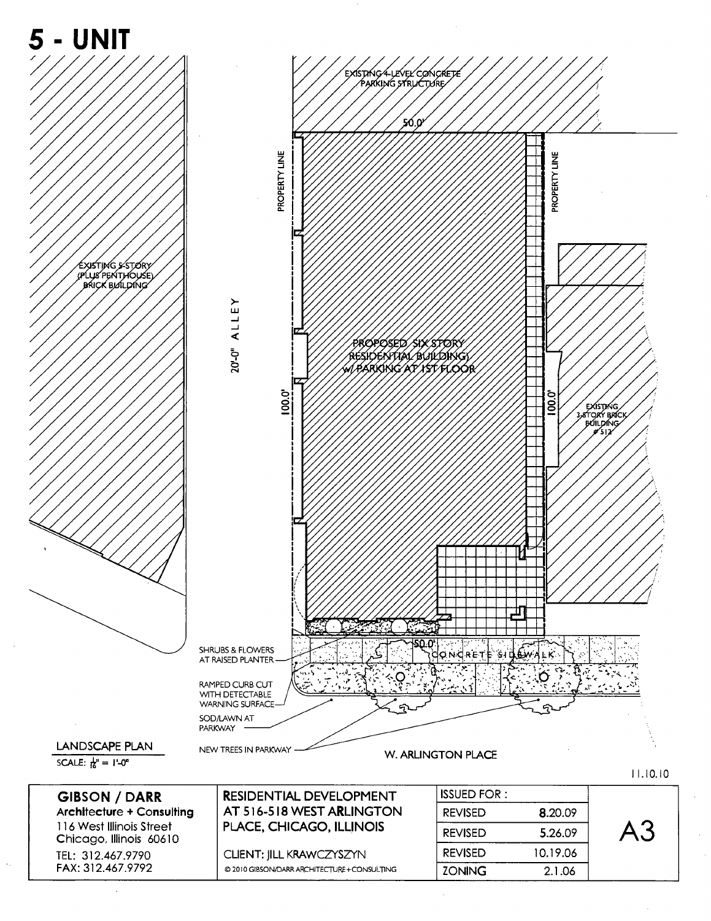# 5 - UNIT

EXISTING 4-LEVEL CONCRETE PARKING STRUCTURE

50.0'

PROPERTY LINE

PROPERTY LINE

EXISTING 5-STORY (PLUS PENTHOUSE) BRICK BUILDING

20'-0" ALLEY

PROPOSED SIX STORY RESIDENTIAL BUILDING) w/ PARKING AT 1ST FLOOR

100.0'

100.0'

EXISTING 3-STORY BRICK BUILDING #512

50.0'

CONCRETE SIDEWALK

SHRUBS & FLOWERS AT RAISED PLANTER

RAMPED CURB CUT WITH DETECTABLE WARNING SURFACE

SOD/LAWN AT PARKWAY

NEW TREES IN PARKWAY

W. ARLINGTON PLACE

LANDSCAPE PLAN

SCALE: $\frac{1}{16}$" = 1'-0"

11.10.10

**GIBSON / DARR**
**Architecture + Consulting**
116 West Illinois Street
Chicago, Illinois 60610
TEL: 312.467.9790
FAX: 312.467.9792

**RESIDENTIAL DEVELOPMENT AT 516-518 WEST ARLINGTON PLACE, CHICAGO, ILLINOIS**

CLIENT: JILL KRAWCZYSZYN

© 2010 GIBSON/DARR ARCHITECTURE+CONSULTING

| ISSUED FOR : | |
|---|---|
| REVISED | 8.20.09 |
| REVISED | 5.26.09 |
| REVISED | 10.19.06 |
| ZONING | 2.1.06 |

A3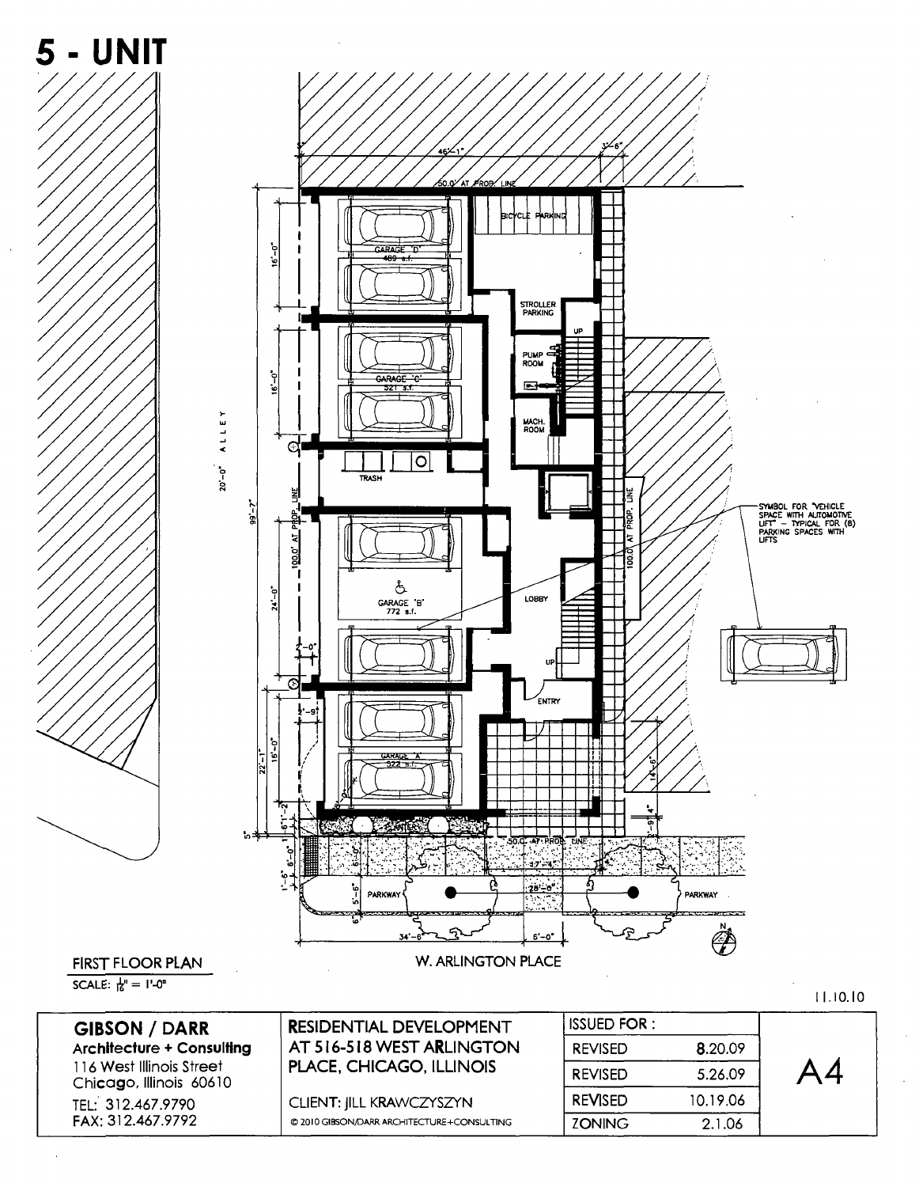# 5 - UNIT

BICYCLE PARKING

GARAGE 'D'
489 s.f.

STROLLER PARKING

PUMP ROOM

MACH. ROOM

GARAGE 'C'
521 s.f.

TRASH

GARAGE 'B'
772 s.f.

LOBBY

ENTRY

GARAGE 'A'
522 s.f.

20'-0" ALLEY

100.0' AT PROP. LINE

50.0' AT PROP. LINE

SYMBOL FOR "VEHICLE SPACE WITH AUTOMOTIVE LIFT" – TYPICAL FOR (8) PARKING SPACES WITH LIFTS

PARKWAY

PARKWAY

W. ARLINGTON PLACE

FIRST FLOOR PLAN
SCALE: $\frac{1}{16}$" = 1'-0"

11.10.10

| GIBSON / DARR<br>Architecture + Consulting<br>116 West Illinois Street<br>Chicago, Illinois 60610<br>TEL: 312.467.9790<br>FAX: 312.467.9792 | RESIDENTIAL DEVELOPMENT AT 516-518 WEST ARLINGTON PLACE, CHICAGO, ILLINOIS<br>CLIENT: JILL KRAWCZYSZYN<br>© 2010 GIBSON/DARR ARCHITECTURE+CONSULTING | ISSUED FOR: | | A4 |
|---|---|---|---|---|
| | | REVISED | 8.20.09 | |
| | | REVISED | 5.26.09 | |
| | | REVISED | 10.19.06 | |
| | | ZONING | 2.1.06 | |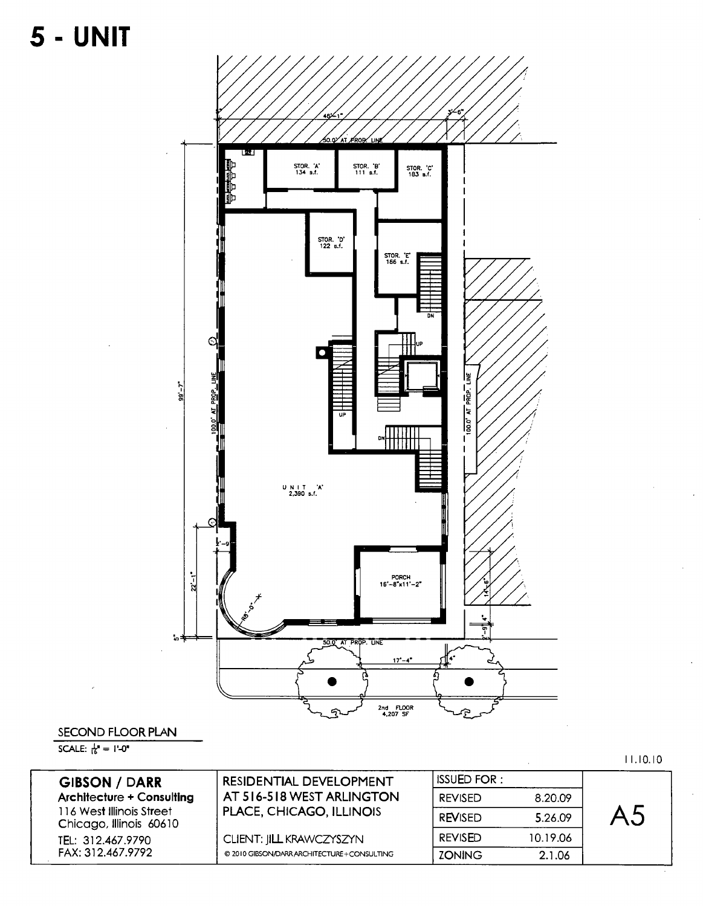# 5 - UNIT

46'-1" | 3'-6" | 5"

50.0' AT PROP. LINE

STOR. 'A' 134 s.f.

STOR. 'B' 111 s.f.

STOR. 'C' 183 s.f.

STOR. 'D' 122 s.f.

STOR. 'E' 156 s.f.

DN | UP | UP | DN

99'-7"

100.0' AT PROP. LINE

100.0' AT PROP. LINE

UNIT 'A' 2,390 s.f.

2'-9"

22'-1"

R8'-0"

PORCH 16'-8"x11'-2"

14'-6"

4"

2'-9"

5"

50.0' AT PROP. LINE

17'-4"

4"

2nd FLOOR 4,207 SF

SECOND FLOOR PLAN

SCALE: 1/16" = 1'-0"

11.10.10

| GIBSON / DARR Architecture + Consulting 116 West Illinois Street Chicago, Illinois 60610 TEL: 312.467.9790 FAX: 312.467.9792 | RESIDENTIAL DEVELOPMENT AT 516-518 WEST ARLINGTON PLACE, CHICAGO, ILLINOIS CLIENT: JILL KRAWCZYSZYN © 2010 GIBSON/DARR ARCHITECTURE+CONSULTING | ISSUED FOR : | | A5 |
|---|---|---|---|---|
| | | REVISED | 8.20.09 | |
| | | REVISED | 5.26.09 | |
| | | REVISED | 10.19.06 | |
| | | ZONING | 2.1.06 | |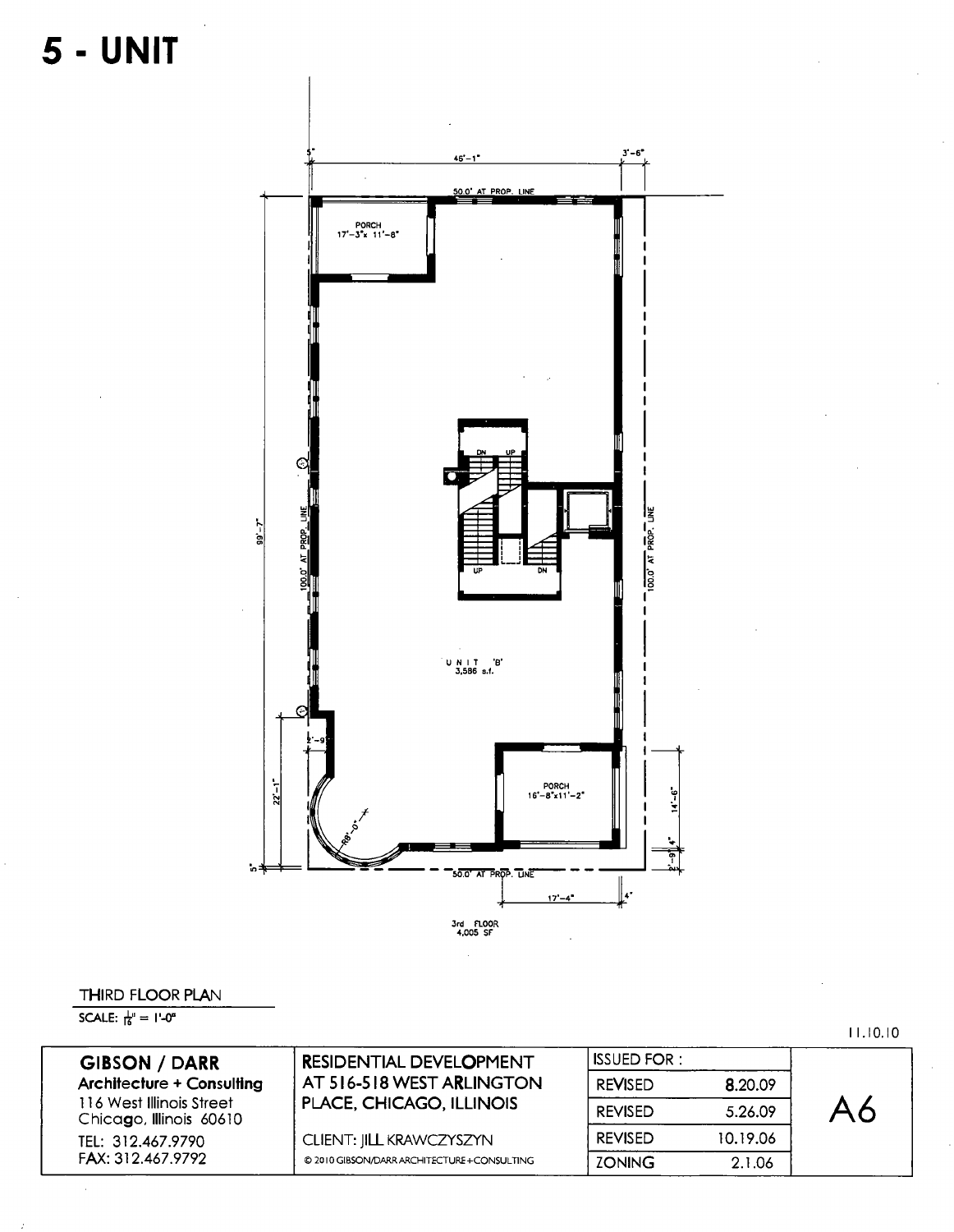# 5 - UNIT

5"

46'-1"

3'-6"

50.0' AT PROP. LINE

PORCH
17'-3"x 11'-8"

99'-7"

100.0' AT PROP. LINE

DN UP

UP DN

100.0' AT PROP. LINE

UNIT 'B'
3,586 s.f.

2'-9"

22'-1"

R8'-0"

PORCH
16'-8"x11'-2"

14'-6"

2'-9" 4"

5"

50.0' AT PROP. LINE

17'-4"

4"

3rd FLOOR
4,005 SF

THIRD FLOOR PLAN

SCALE: 1/16" = 1'-0"

11.10.10

| GIBSON / DARR<br>Architecture + Consulting<br>116 West Illinois Street<br>Chicago, Illinois 60610<br>TEL: 312.467.9790<br>FAX: 312.467.9792 | RESIDENTIAL DEVELOPMENT AT 516-518 WEST ARLINGTON PLACE, CHICAGO, ILLINOIS<br>CLIENT: JILL KRAWCZYSZYN<br>© 2010 GIBSON/DARR ARCHITECTURE+CONSULTING | ISSUED FOR : | | A6 |
|---|---|---|---|---|
| | | REVISED | 8.20.09 | |
| | | REVISED | 5.26.09 | |
| | | REVISED | 10.19.06 | |
| | | ZONING | 2.1.06 | |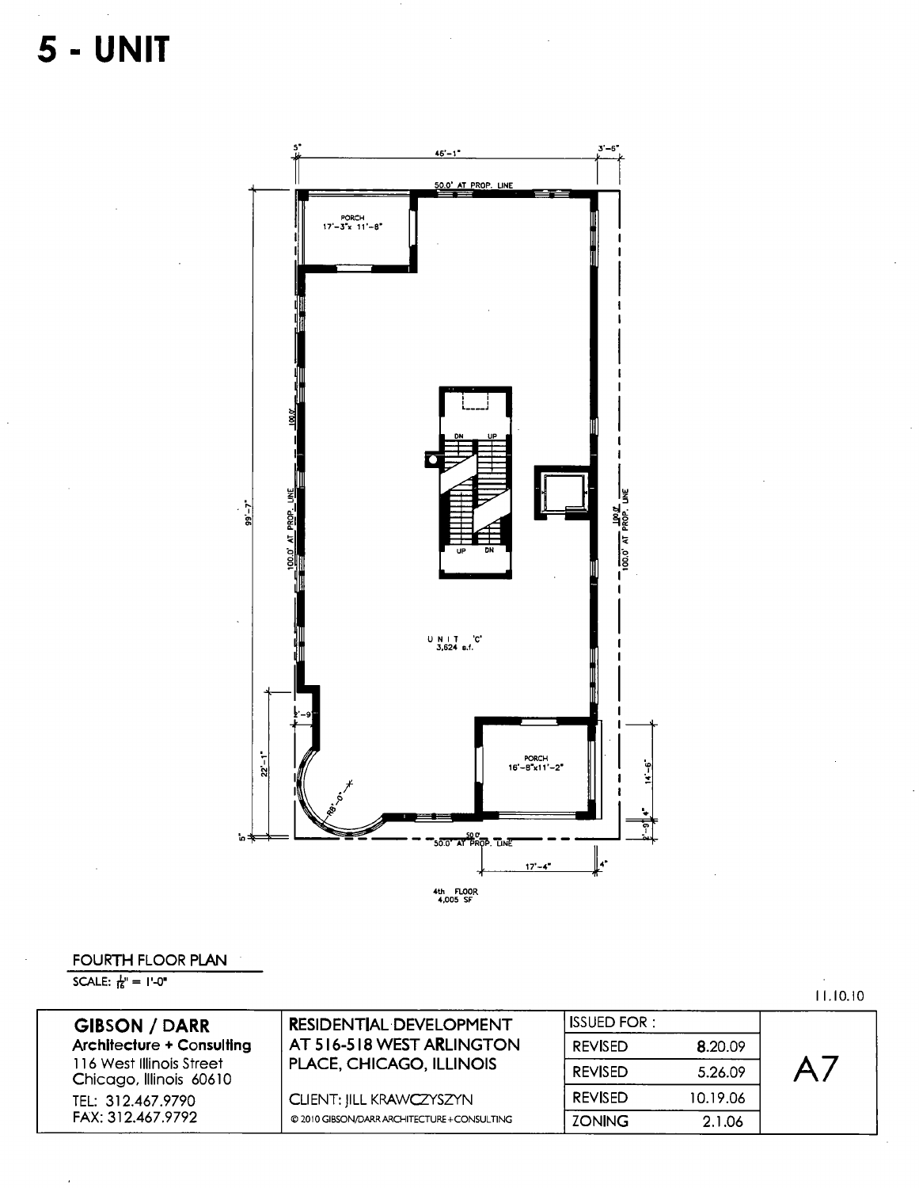# 5 - UNIT

5"

46'-1"

3'-6"

50.0' AT PROP. LINE

PORCH
17'-3"x 11'-8"

DN UP

UP DN

100.0'

100.0' AT PROP. LINE

99'-7"

100.0'

100.0' AT PROP. LINE

UNIT 'C'
3,624 s.f.

2'-9"

22'-1"

R6'-0"

PORCH
16'-8"x11'-2"

14'-6"

4"

2'-9"

5"

50.0'

50.0' AT PROP. LINE

17'-4"

4"

4th FLOOR
4,005 SF

FOURTH FLOOR PLAN

SCALE: $\frac{1}{16}$" = 1'-0"

11.10.10

| GIBSON / DARR<br>Architecture + Consulting<br>116 West Illinois Street<br>Chicago, Illinois 60610<br>TEL: 312.467.9790<br>FAX: 312.467.9792 | RESIDENTIAL DEVELOPMENT AT 516-518 WEST ARLINGTON PLACE, CHICAGO, ILLINOIS<br>CLIENT: JILL KRAWCZYSZYN<br>© 2010 GIBSON/DARR ARCHITECTURE + CONSULTING | ISSUED FOR : | | A7 |
|---|---|---|---|---|
| | | REVISED | 8.20.09 | |
| | | REVISED | 5.26.09 | |
| | | REVISED | 10.19.06 | |
| | | ZONING | 2.1.06 | |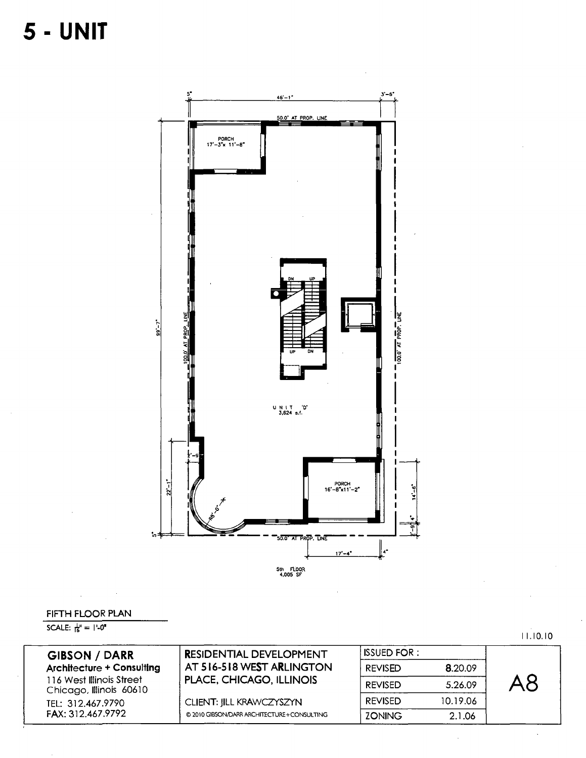# 5 - UNIT

5"

46'-1"

3'-6"

50.0' AT PROP. LINE

PORCH
17'-3"x 11'-8"

DN UP

UP DN

99'-7"

100.0' AT PROP. LINE

100.0' AT PROP. LINE

UNIT 'D'
3,624 s.f.

2'-9"

22'-1"

R8'-0"

PORCH
16'-8"x11'-2"

14'-6"

4"

2'-9"

5"

50.0' AT PROP. LINE

17'-4"

4"

5th FLOOR
4,005 SF

FIFTH FLOOR PLAN

SCALE: $\frac{1}{16}$" = 1'-0"

11.10.10

| GIBSON / DARR<br>Architecture + Consulting<br>116 West Illinois Street<br>Chicago, Illinois 60610<br>TEL: 312.467.9790<br>FAX: 312.467.9792 | RESIDENTIAL DEVELOPMENT AT 516-518 WEST ARLINGTON PLACE, CHICAGO, ILLINOIS<br>CLIENT: JILL KRAWCZYSZYN<br>© 2010 GIBSON/DARR ARCHITECTURE+CONSULTING | ISSUED FOR : | | A8 |
|---|---|---|---|---|
| | | REVISED | 8.20.09 | |
| | | REVISED | 5.26.09 | |
| | | REVISED | 10.19.06 | |
| | | ZONING | 2.1.06 | |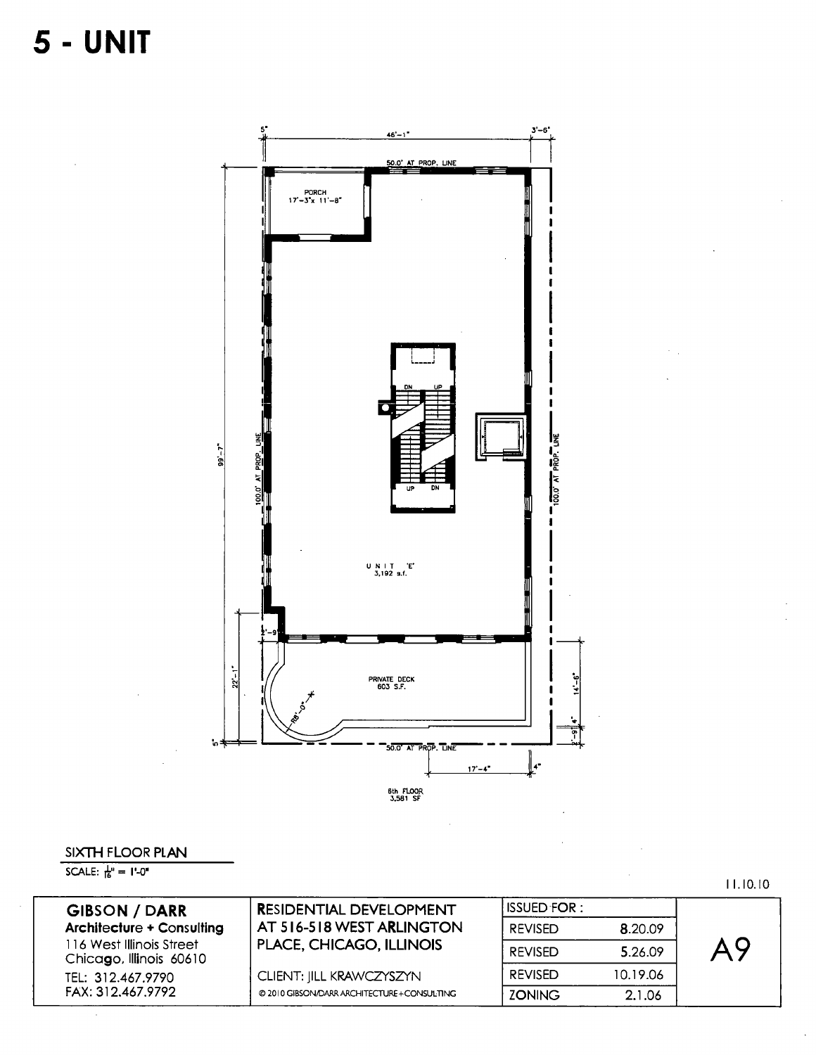# 5 - UNIT

5"

46'-1"

3'-6"

50.0' AT PROP. LINE

PORCH
17'-3"x 11'-8"

99'-7"

100.0' AT PROP. LINE

DN UP

UP DN

100.0' AT PROP. LINE

UNIT 'E'
3,192 s.f.

2'-9"

22'-1"

PRIVATE DECK
603 S.F.

R8'-0"

14'-6"

4"

2'-9"

5"

50.0' AT PROP. LINE

17'-4"

4"

6th FLOOR
3,581 SF

SIXTH FLOOR PLAN

SCALE: 1/16" = 1'-0"

11.10.10

| GIBSON / DARR<br>Architecture + Consulting<br>116 West Illinois Street<br>Chicago, Illinois 60610<br>TEL: 312.467.9790<br>FAX: 312.467.9792 | RESIDENTIAL DEVELOPMENT AT 516-518 WEST ARLINGTON PLACE, CHICAGO, ILLINOIS<br>CLIENT: JILL KRAWCZYSZYN<br>© 2010 GIBSON/DARR ARCHITECTURE+CONSULTING | ISSUED FOR : | | A9 |
|---|---|---|---|---|
| | | REVISED | 8.20.09 | |
| | | REVISED | 5.26.09 | |
| | | REVISED | 10.19.06 | |
| | | ZONING | 2.1.06 | |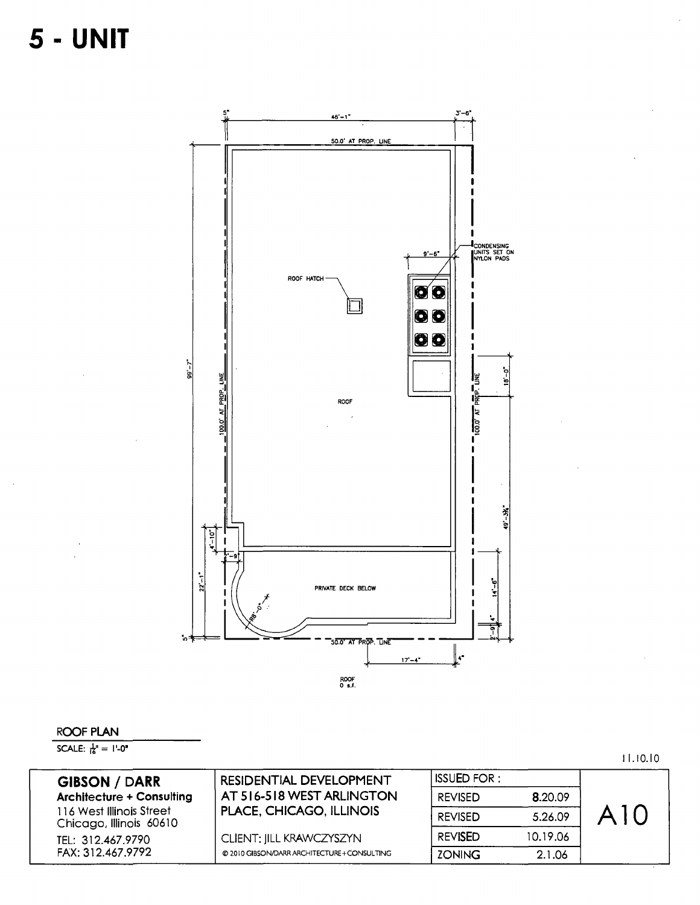# 5 - UNIT

5"

46'-1"

3'-6"

50.0' AT PROP. LINE

CONDENSING UNITS SET ON NYLON PADS

9'-6"

ROOF HATCH

99'-7"

100.0' AT PROP. LINE

ROOF

100.0' AT PROP. LINE

18'-0"

49'-3¾"

4'-10"

1'-9

22'-1"

PRIVATE DECK BELOW

14'-6"

R8'-0"

4"

2'-9

5"

50.0' AT PROP. LINE

17'-4"

4"

ROOF
0 s.f.

ROOF PLAN

SCALE: $\frac{1}{16}$" = 1'-0"

11.10.10

| GIBSON / DARR<br>Architecture + Consulting<br>116 West Illinois Street<br>Chicago, Illinois 60610<br>TEL: 312.467.9790<br>FAX: 312.467.9792 | RESIDENTIAL DEVELOPMENT AT 516-518 WEST ARLINGTON PLACE, CHICAGO, ILLINOIS<br>CLIENT: JILL KRAWCZYSZYN<br>© 2010 GIBSON/DARR ARCHITECTURE+CONSULTING | ISSUED FOR : | | A10 |
|---|---|---|---|---|
| | | REVISED | 8.20.09 | |
| | | REVISED | 5.26.09 | |
| | | REVISED | 10.19.06 | |
| | | ZONING | 2.1.06 | |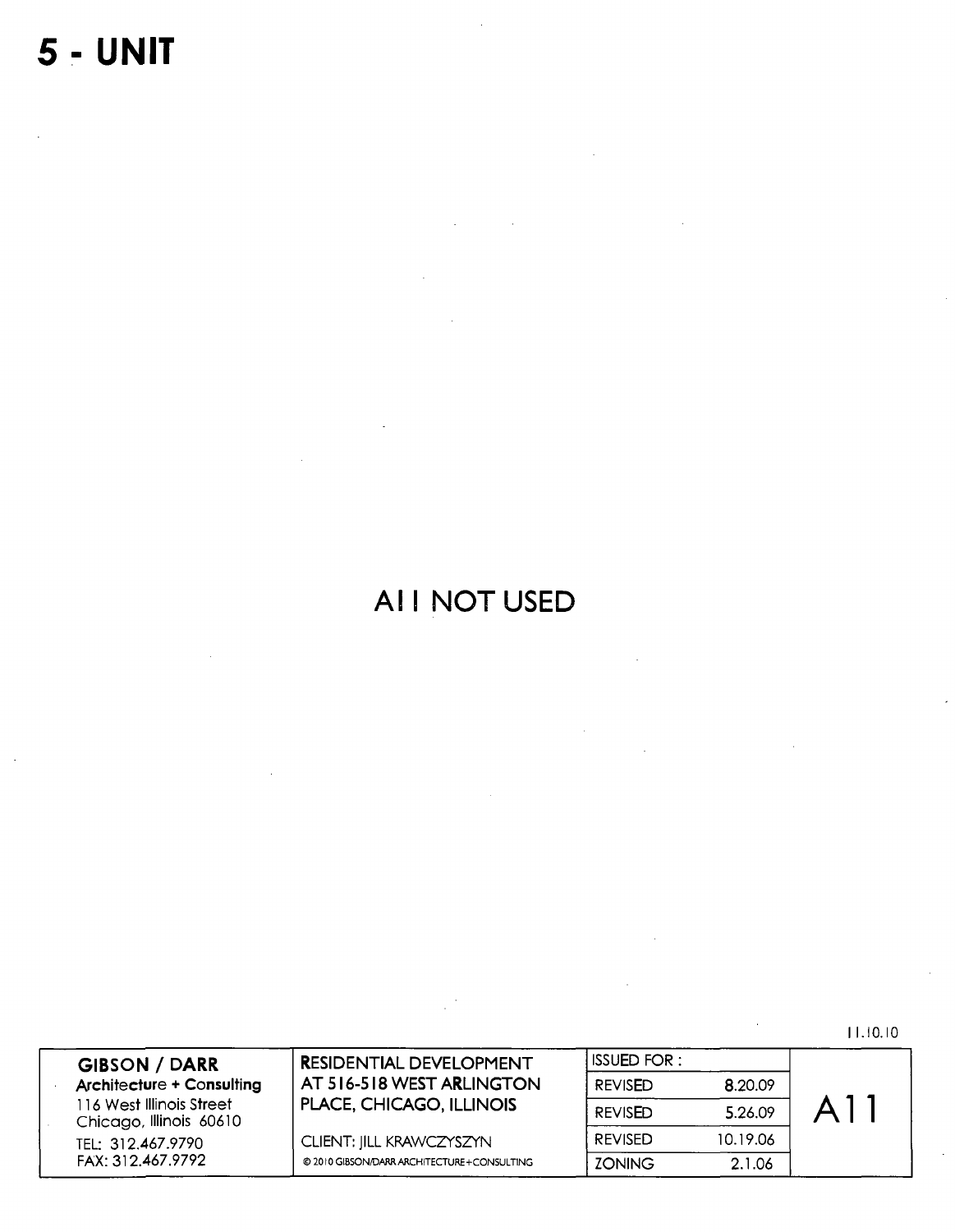# 5 - UNIT

## A11 NOT USED

11.10.10

| GIBSON / DARR Architecture + Consulting 116 West Illinois Street Chicago, Illinois 60610 TEL: 312.467.9790 FAX: 312.467.9792 | RESIDENTIAL DEVELOPMENT AT 516-518 WEST ARLINGTON PLACE, CHICAGO, ILLINOIS CLIENT: JILL KRAWCZYSZYN © 2010 GIBSON/DARR ARCHITECTURE+CONSULTING | ISSUED FOR : | | A11 |
|---|---|---|---|---|
| | | REVISED | 8.20.09 | |
| | | REVISED | 5.26.09 | |
| | | REVISED | 10.19.06 | |
| | | ZONING | 2.1.06 | |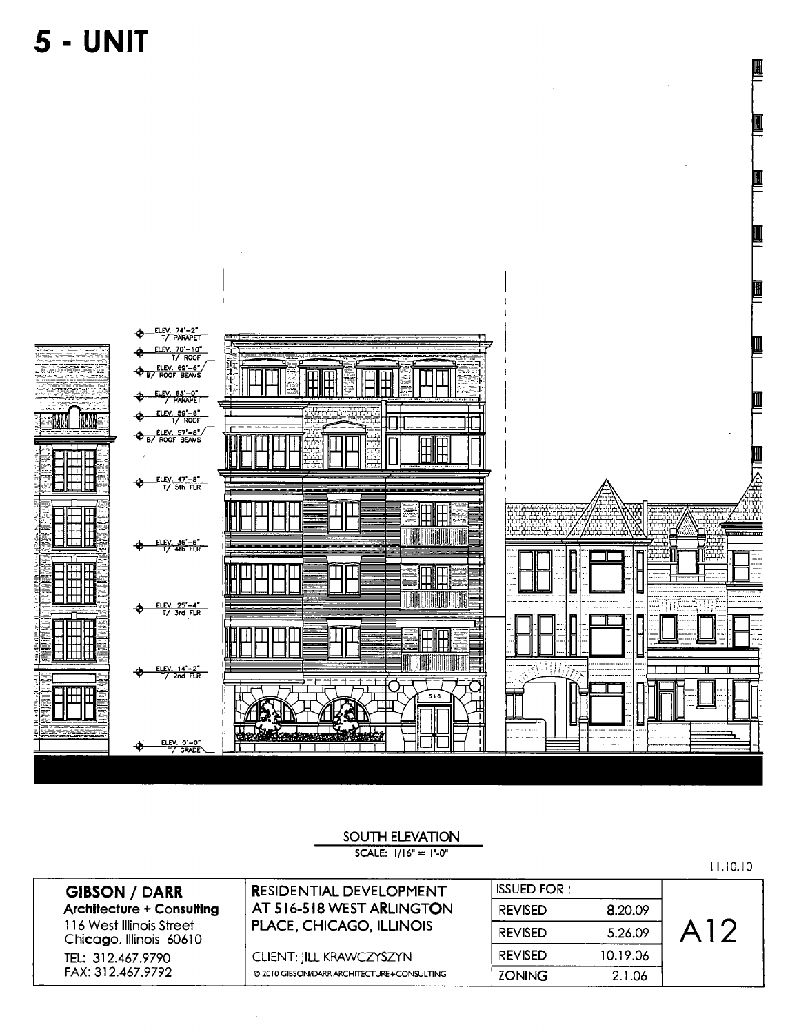# 5 - UNIT

ELEV. 74'-2" T/ PARAPET

ELEV. 70'-10" T/ ROOF

ELEV. 69'-6" B/ ROOF BEAMS

ELEV. 63'-0" T/ PARAPET

ELEV. 59'-6" T/ ROOF

ELEV. 57'-8" B/ ROOF BEAMS

ELEV. 47'-8" T/ 5th FLR

ELEV. 36'-6" T/ 4th FLR

ELEV. 25'-4" T/ 3rd FLR

ELEV. 14'-2" T/ 2nd FLR

ELEV. 0'-0" T/ GRADE

516

SOUTH ELEVATION

SCALE: 1/16" = 1'-0"

11.10.10

| GIBSON / DARR<br>Architecture + Consulting<br>116 West Illinois Street<br>Chicago, Illinois 60610<br>TEL: 312.467.9790<br>FAX: 312.467.9792 | RESIDENTIAL DEVELOPMENT AT 516-518 WEST ARLINGTON PLACE, CHICAGO, ILLINOIS<br>CLIENT: JILL KRAWCZYSZYN<br>© 2010 GIBSON/DARR ARCHITECTURE+CONSULTING | ISSUED FOR : | | A12 |
|---|---|---|---|---|
| | | REVISED | 8.20.09 | |
| | | REVISED | 5.26.09 | |
| | | REVISED | 10.19.06 | |
| | | ZONING | 2.1.06 | |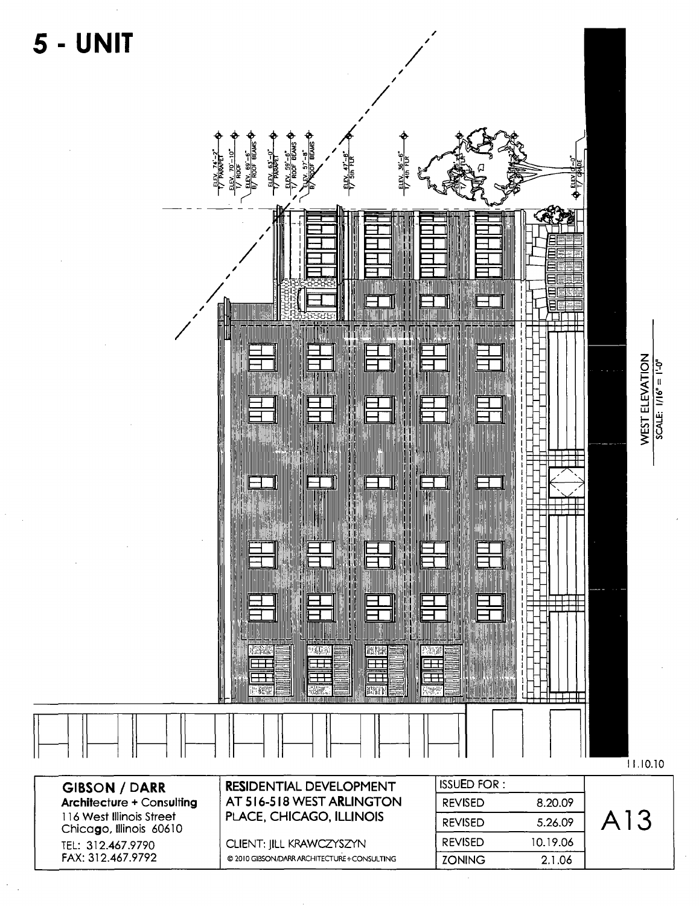# 5 - UNIT

ELEV. 74'-2" T/ PARAPET

ELEV. 70'-10" T/ ROOF

ELEV. 69'-6" B/ ROOF BEAMS

ELEV. 63'-0" T/ PARAPET

ELEV. 59'-6" T/ ROOF BEAMS

ELEV. 57'-8" B/ ROOF BEAMS

ELEV. 47'-8" T/ 5th FLR

ELEV. 36'-6" T/ 4th FLR

ELEV. 0'-0" T/ GRADE

WEST ELEVATION
SCALE: 1/16" = 1'-0"

11.10.10

**GIBSON / DARR**
**Architecture + Consulting**
116 West Illinois Street
Chicago, Illinois 60610
TEL: 312.467.9790
FAX: 312.467.9792

**RESIDENTIAL DEVELOPMENT AT 516-518 WEST ARLINGTON PLACE, CHICAGO, ILLINOIS**

CLIENT: JILL KRAWCZYSZYN

© 2010 GIBSON/DARR ARCHITECTURE+CONSULTING

| ISSUED FOR : | |
|---|---|
| REVISED | 8.20.09 |
| REVISED | 5.26.09 |
| REVISED | 10.19.06 |
| ZONING | 2.1.06 |

A13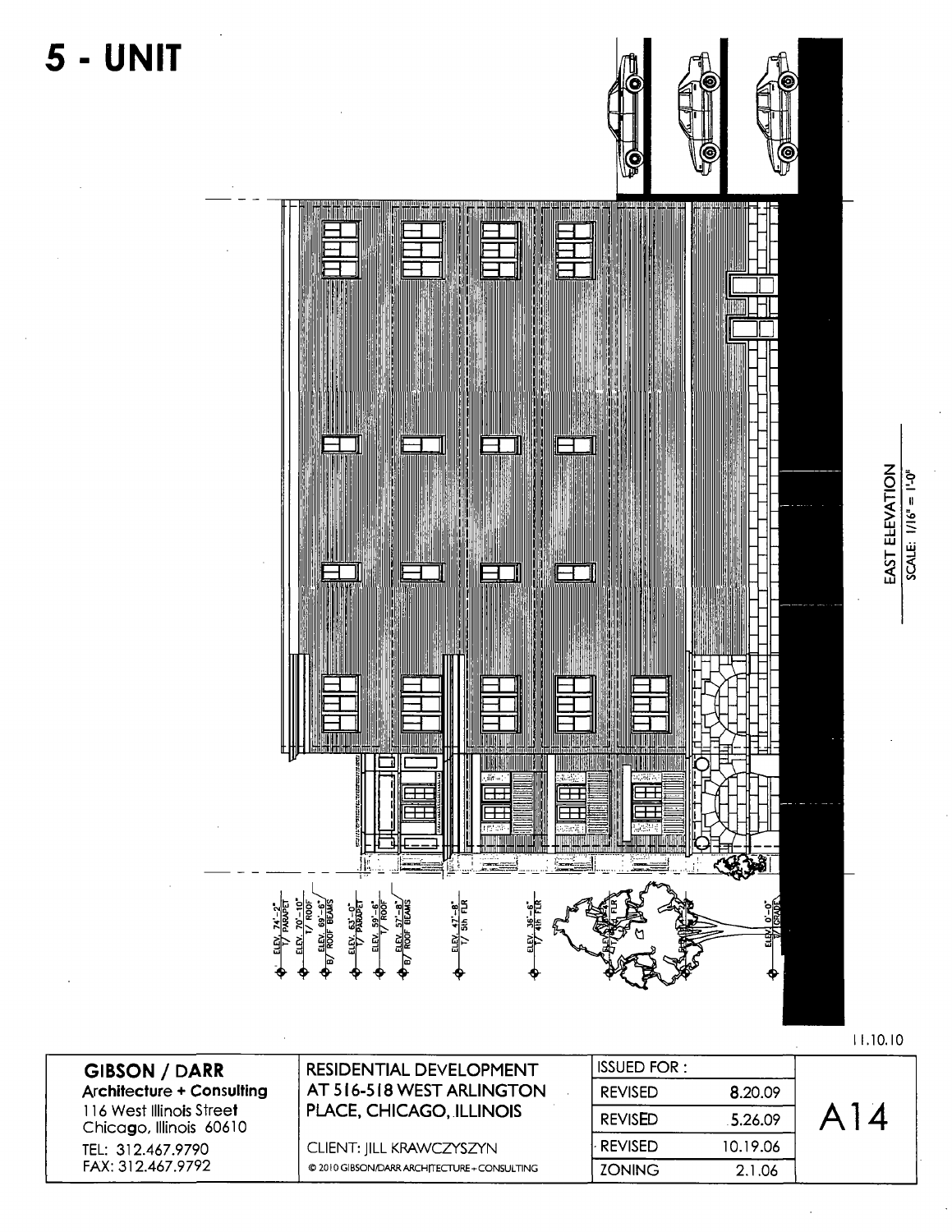# 5 - UNIT

EAST ELEVATION
SCALE: 1/16" = 1'-0"

ELEV. 74'-2" T/ PARAPET
ELEV. 70'-10" T/ ROOF
ELEV. 69'-6" B/ ROOF BEAMS
ELEV. 63'-0" T/ PARAPET
ELEV. 59'-6" T/ ROOF
ELEV. 57'-8" B/ ROOF BEAMS
ELEV. 47'-8" T/ 5th FLR
ELEV. 36'-6" T/ 4th FLR
ELEV. 0'-0" T/ GRADE

11.10.10

| GIBSON / DARR<br>Architecture + Consulting<br>116 West Illinois Street<br>Chicago, Illinois 60610<br>TEL: 312.467.9790<br>FAX: 312.467.9792 | RESIDENTIAL DEVELOPMENT AT 516-518 WEST ARLINGTON PLACE, CHICAGO, ILLINOIS<br>CLIENT: JILL KRAWCZYSZYN<br>© 2010 GIBSON/DARR ARCHITECTURE + CONSULTING | ISSUED FOR : | | A14 |
|---|---|---|---|---|
| | | REVISED | 8.20.09 | |
| | | REVISED | 5.26.09 | |
| | | REVISED | 10.19.06 | |
| | | ZONING | 2.1.06 | |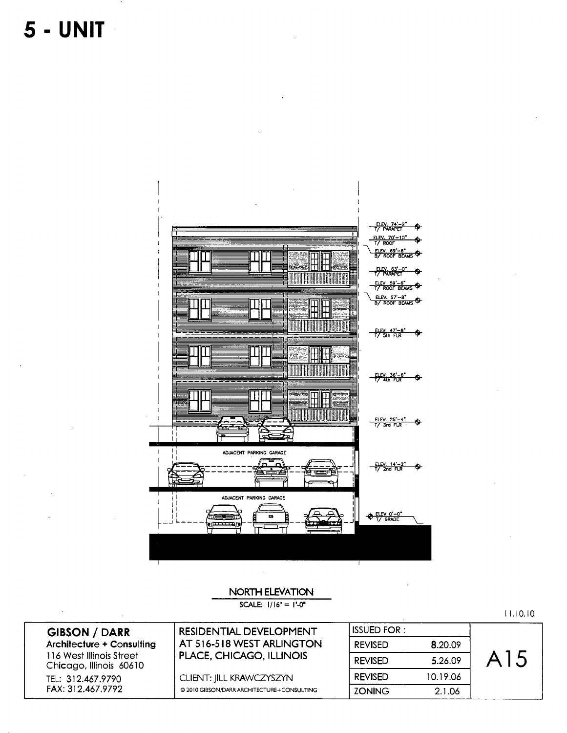# 5 - UNIT

ELEV. 74'-2"
T/ PARAPET

ELEV. 70'-10"
T/ ROOF

ELEV. 69'-6"
B/ ROOF BEAMS

ELEV. 63'-0"
T/ PARAPET

ELEV. 59'-6"
T/ ROOF BEAMS

ELEV. 57'-8"
B/ ROOF BEAMS

ELEV. 47'-8"
T/ 5th FLR

ELEV. 36'-6"
T/ 4th FLR

ELEV. 25'-4"
T/ 3rd FLR

ADJACENT PARKING GARAGE

ELEV. 14'-2"
T/ 2nd FLR

ADJACENT PARKING GARAGE

ELEV 0'-0"
T/ GRADE

NORTH ELEVATION

SCALE: 1/16" = 1'-0"

11.10.10

| GIBSON / DARR<br>Architecture + Consulting<br>116 West Illinois Street<br>Chicago, Illinois 60610<br>TEL: 312.467.9790<br>FAX: 312.467.9792 | RESIDENTIAL DEVELOPMENT AT 516-518 WEST ARLINGTON PLACE, CHICAGO, ILLINOIS<br>CLIENT: JILL KRAWCZYSZYN<br>© 2010 GIBSON/DARR ARCHITECTURE+CONSULTING | ISSUED FOR : | | A15 |
|---|---|---|---|---|
| | | REVISED | 8.20.09 | |
| | | REVISED | 5.26.09 | |
| | | REVISED | 10.19.06 | |
| | | ZONING | 2.1.06 | |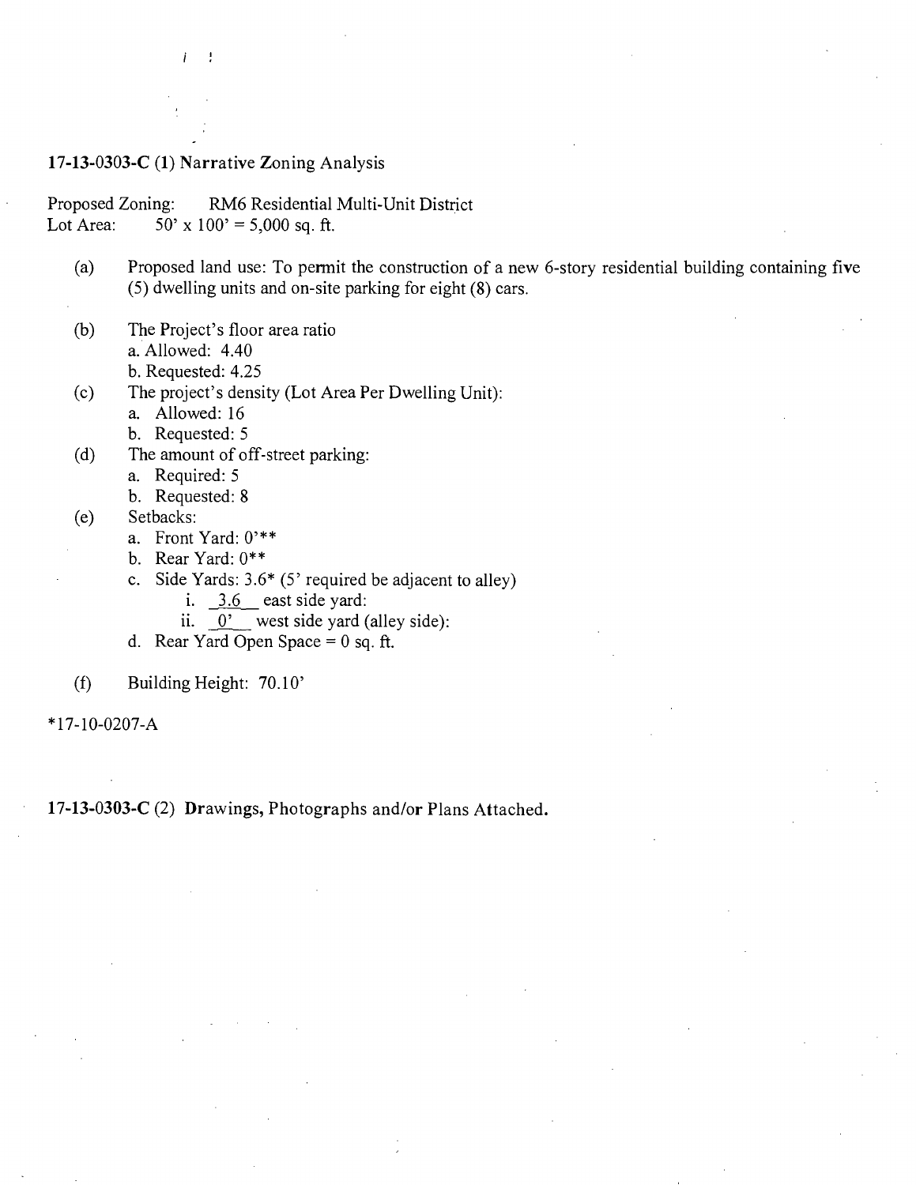**17-13-0303-C** (1) **Narrative Zoning Analysis**

Proposed Zoning: RM6 Residential Multi-Unit District
Lot Area: 50' x 100' = 5,000 sq. ft.

(a) Proposed land use: To permit the construction of a new 6-story residential building containing five (5) dwelling units and on-site parking for eight (8) cars.

(b) The Project's floor area ratio
   a. Allowed: 4.40
   b. Requested: 4.25

(c) The project's density (Lot Area Per Dwelling Unit):
   a. Allowed: 16
   b. Requested: 5

(d) The amount of off-street parking:
   a. Required: 5
   b. Requested: 8

(e) Setbacks:
   a. Front Yard: 0'**
   b. Rear Yard: 0**
   c. Side Yards: 3.6* (5' required be adjacent to alley)
      i. _3.6_ east side yard:
      ii. _0'_ west side yard (alley side):
   d. Rear Yard Open Space = 0 sq. ft.

(f) Building Height: 70.10'

*17-10-0207-A

**17-13-0303-C** (2) **Drawings, Photographs and/or Plans Attached.**